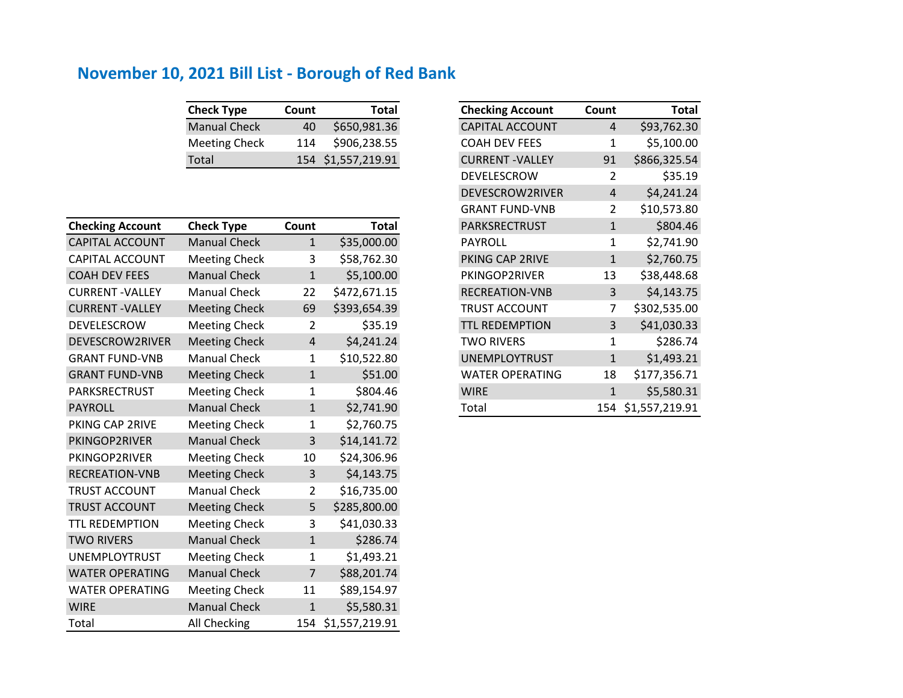# November 10, 2021 Bill List - Borough of Red Bank

| Check Type | Count | Total |
|---|---|---|
| Manual Check | 40 | $650,981.36 |
| Meeting Check | 114 | $906,238.55 |
| Total | 154 | $1,557,219.91 |

| Checking Account | Check Type | Count | Total |
|---|---|---|---|
| CAPITAL ACCOUNT | Manual Check | 1 | $35,000.00 |
| CAPITAL ACCOUNT | Meeting Check | 3 | $58,762.30 |
| COAH DEV FEES | Manual Check | 1 | $5,100.00 |
| CURRENT -VALLEY | Manual Check | 22 | $472,671.15 |
| CURRENT -VALLEY | Meeting Check | 69 | $393,654.39 |
| DEVELESCROW | Meeting Check | 2 | $35.19 |
| DEVESCROW2RIVER | Meeting Check | 4 | $4,241.24 |
| GRANT FUND-VNB | Manual Check | 1 | $10,522.80 |
| GRANT FUND-VNB | Meeting Check | 1 | $51.00 |
| PARKSRECTRUST | Meeting Check | 1 | $804.46 |
| PAYROLL | Manual Check | 1 | $2,741.90 |
| PKING CAP 2RIVE | Meeting Check | 1 | $2,760.75 |
| PKINGOP2RIVER | Manual Check | 3 | $14,141.72 |
| PKINGOP2RIVER | Meeting Check | 10 | $24,306.96 |
| RECREATION-VNB | Meeting Check | 3 | $4,143.75 |
| TRUST ACCOUNT | Manual Check | 2 | $16,735.00 |
| TRUST ACCOUNT | Meeting Check | 5 | $285,800.00 |
| TTL REDEMPTION | Meeting Check | 3 | $41,030.33 |
| TWO RIVERS | Manual Check | 1 | $286.74 |
| UNEMPLOYTRUST | Meeting Check | 1 | $1,493.21 |
| WATER OPERATING | Manual Check | 7 | $88,201.74 |
| WATER OPERATING | Meeting Check | 11 | $89,154.97 |
| WIRE | Manual Check | 1 | $5,580.31 |
| Total | All Checking | 154 | $1,557,219.91 |

| Checking Account | Count | Total |
|---|---|---|
| CAPITAL ACCOUNT | 4 | $93,762.30 |
| COAH DEV FEES | 1 | $5,100.00 |
| CURRENT -VALLEY | 91 | $866,325.54 |
| DEVELESCROW | 2 | $35.19 |
| DEVESCROW2RIVER | 4 | $4,241.24 |
| GRANT FUND-VNB | 2 | $10,573.80 |
| PARKSRECTRUST | 1 | $804.46 |
| PAYROLL | 1 | $2,741.90 |
| PKING CAP 2RIVE | 1 | $2,760.75 |
| PKINGOP2RIVER | 13 | $38,448.68 |
| RECREATION-VNB | 3 | $4,143.75 |
| TRUST ACCOUNT | 7 | $302,535.00 |
| TTL REDEMPTION | 3 | $41,030.33 |
| TWO RIVERS | 1 | $286.74 |
| UNEMPLOYTRUST | 1 | $1,493.21 |
| WATER OPERATING | 18 | $177,356.71 |
| WIRE | 1 | $5,580.31 |
| Total | 154 | $1,557,219.91 |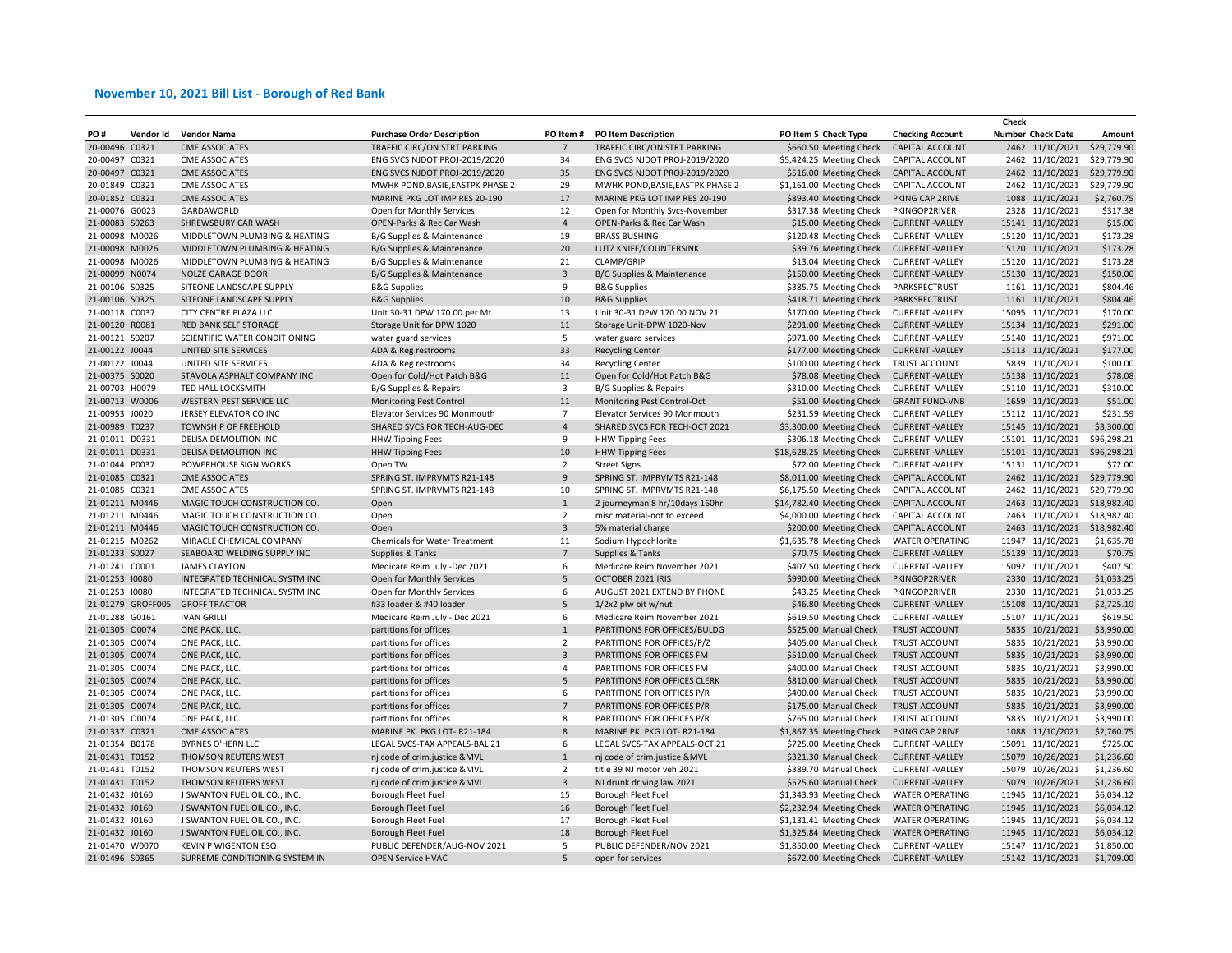## November 10, 2021 Bill List - Borough of Red Bank

| PO # | Vendor Id | Vendor Name | Purchase Order Description | PO Item # | PO Item Description | PO Item $ | Check Type | Checking Account | Check Number | Check Date | Amount |
|---|---|---|---|---|---|---|---|---|---|---|---|
| 20-00496 | C0321 | CME ASSOCIATES | TRAFFIC CIRC/ON STRT PARKING | 7 | TRAFFIC CIRC/ON STRT PARKING | $660.50 | Meeting Check | CAPITAL ACCOUNT | 2462 | 11/10/2021 | $29,779.90 |
| 20-00497 | C0321 | CME ASSOCIATES | ENG SVCS NJDOT PROJ-2019/2020 | 34 | ENG SVCS NJDOT PROJ-2019/2020 | $5,424.25 | Meeting Check | CAPITAL ACCOUNT | 2462 | 11/10/2021 | $29,779.90 |
| 20-00497 | C0321 | CME ASSOCIATES | ENG SVCS NJDOT PROJ-2019/2020 | 35 | ENG SVCS NJDOT PROJ-2019/2020 | $516.00 | Meeting Check | CAPITAL ACCOUNT | 2462 | 11/10/2021 | $29,779.90 |
| 20-01849 | C0321 | CME ASSOCIATES | MWHK POND,BASIE,EASTPK PHASE 2 | 29 | MWHK POND,BASIE,EASTPK PHASE 2 | $1,161.00 | Meeting Check | CAPITAL ACCOUNT | 2462 | 11/10/2021 | $29,779.90 |
| 20-01852 | C0321 | CME ASSOCIATES | MARINE PKG LOT IMP RES 20-190 | 17 | MARINE PKG LOT IMP RES 20-190 | $893.40 | Meeting Check | PKING CAP 2RIVE | 1088 | 11/10/2021 | $2,760.75 |
| 21-00076 | G0023 | GARDAWORLD | Open for Monthly Services | 12 | Open for Monthly Svcs-November | $317.38 | Meeting Check | PKINGOP2RIVER | 2328 | 11/10/2021 | $317.38 |
| 21-00083 | S0263 | SHREWSBURY CAR WASH | OPEN-Parks & Rec Car Wash | 4 | OPEN-Parks & Rec Car Wash | $15.00 | Meeting Check | CURRENT -VALLEY | 15141 | 11/10/2021 | $15.00 |
| 21-00098 | M0026 | MIDDLETOWN PLUMBING & HEATING | B/G Supplies & Maintenance | 19 | BRASS BUSHING | $120.48 | Meeting Check | CURRENT -VALLEY | 15120 | 11/10/2021 | $173.28 |
| 21-00098 | M0026 | MIDDLETOWN PLUMBING & HEATING | B/G Supplies & Maintenance | 20 | LUTZ KNIFE/COUNTERSINK | $39.76 | Meeting Check | CURRENT -VALLEY | 15120 | 11/10/2021 | $173.28 |
| 21-00098 | M0026 | MIDDLETOWN PLUMBING & HEATING | B/G Supplies & Maintenance | 21 | CLAMP/GRIP | $13.04 | Meeting Check | CURRENT -VALLEY | 15120 | 11/10/2021 | $173.28 |
| 21-00099 | N0074 | NOLZE GARAGE DOOR | B/G Supplies & Maintenance | 3 | B/G Supplies & Maintenance | $150.00 | Meeting Check | CURRENT -VALLEY | 15130 | 11/10/2021 | $150.00 |
| 21-00106 | S0325 | SITEONE LANDSCAPE SUPPLY | B&G Supplies | 9 | B&G Supplies | $385.75 | Meeting Check | PARKSRECTRUST | 1161 | 11/10/2021 | $804.46 |
| 21-00106 | S0325 | SITEONE LANDSCAPE SUPPLY | B&G Supplies | 10 | B&G Supplies | $418.71 | Meeting Check | PARKSRECTRUST | 1161 | 11/10/2021 | $804.46 |
| 21-00118 | C0037 | CITY CENTRE PLAZA LLC | Unit 30-31 DPW 170.00 per Mt | 13 | Unit 30-31 DPW 170.00 NOV 21 | $170.00 | Meeting Check | CURRENT -VALLEY | 15095 | 11/10/2021 | $170.00 |
| 21-00120 | R0081 | RED BANK SELF STORAGE | Storage Unit for DPW 1020 | 11 | Storage Unit-DPW 1020-Nov | $291.00 | Meeting Check | CURRENT -VALLEY | 15134 | 11/10/2021 | $291.00 |
| 21-00121 | S0207 | SCIENTIFIC WATER CONDITIONING | water guard services | 5 | water guard services | $971.00 | Meeting Check | CURRENT -VALLEY | 15140 | 11/10/2021 | $971.00 |
| 21-00122 | J0044 | UNITED SITE SERVICES | ADA & Reg restrooms | 33 | Recycling Center | $177.00 | Meeting Check | CURRENT -VALLEY | 15113 | 11/10/2021 | $177.00 |
| 21-00122 | J0044 | UNITED SITE SERVICES | ADA & Reg restrooms | 34 | Recycling Center | $100.00 | Meeting Check | TRUST ACCOUNT | 5839 | 11/10/2021 | $100.00 |
| 21-00375 | S0020 | STAVOLA ASPHALT COMPANY INC | Open for Cold/Hot Patch B&G | 11 | Open for Cold/Hot Patch B&G | $78.08 | Meeting Check | CURRENT -VALLEY | 15138 | 11/10/2021 | $78.08 |
| 21-00703 | H0079 | TED HALL LOCKSMITH | B/G Supplies & Repairs | 3 | B/G Supplies & Repairs | $310.00 | Meeting Check | CURRENT -VALLEY | 15110 | 11/10/2021 | $310.00 |
| 21-00713 | W0006 | WESTERN PEST SERVICE LLC | Monitoring Pest Control | 11 | Monitoring Pest Control-Oct | $51.00 | Meeting Check | GRANT FUND-VNB | 1659 | 11/10/2021 | $51.00 |
| 21-00953 | J0020 | JERSEY ELEVATOR CO INC | Elevator Services 90 Monmouth | 7 | Elevator Services 90 Monmouth | $231.59 | Meeting Check | CURRENT -VALLEY | 15112 | 11/10/2021 | $231.59 |
| 21-00989 | T0237 | TOWNSHIP OF FREEHOLD | SHARED SVCS FOR TECH-AUG-DEC | 4 | SHARED SVCS FOR TECH-OCT 2021 | $3,300.00 | Meeting Check | CURRENT -VALLEY | 15145 | 11/10/2021 | $3,300.00 |
| 21-01011 | D0331 | DELISA DEMOLITION INC | HHW Tipping Fees | 9 | HHW Tipping Fees | $306.18 | Meeting Check | CURRENT -VALLEY | 15101 | 11/10/2021 | $96,298.21 |
| 21-01011 | D0331 | DELISA DEMOLITION INC | HHW Tipping Fees | 10 | HHW Tipping Fees | $18,628.25 | Meeting Check | CURRENT -VALLEY | 15101 | 11/10/2021 | $96,298.21 |
| 21-01044 | P0037 | POWERHOUSE SIGN WORKS | Open TW | 2 | Street Signs | $72.00 | Meeting Check | CURRENT -VALLEY | 15131 | 11/10/2021 | $72.00 |
| 21-01085 | C0321 | CME ASSOCIATES | SPRING ST. IMPRVMTS R21-148 | 9 | SPRING ST. IMPRVMTS R21-148 | $8,011.00 | Meeting Check | CAPITAL ACCOUNT | 2462 | 11/10/2021 | $29,779.90 |
| 21-01085 | C0321 | CME ASSOCIATES | SPRING ST. IMPRVMTS R21-148 | 10 | SPRING ST. IMPRVMTS R21-148 | $6,175.50 | Meeting Check | CAPITAL ACCOUNT | 2462 | 11/10/2021 | $29,779.90 |
| 21-01211 | M0446 | MAGIC TOUCH CONSTRUCTION CO. | Open | 1 | 2 journeyman 8 hr/10days 160hr | $14,782.40 | Meeting Check | CAPITAL ACCOUNT | 2463 | 11/10/2021 | $18,982.40 |
| 21-01211 | M0446 | MAGIC TOUCH CONSTRUCTION CO. | Open | 2 | misc material-not to exceed | $4,000.00 | Meeting Check | CAPITAL ACCOUNT | 2463 | 11/10/2021 | $18,982.40 |
| 21-01211 | M0446 | MAGIC TOUCH CONSTRUCTION CO. | Open | 3 | 5% material charge | $200.00 | Meeting Check | CAPITAL ACCOUNT | 2463 | 11/10/2021 | $18,982.40 |
| 21-01215 | M0262 | MIRACLE CHEMICAL COMPANY | Chemicals for Water Treatment | 11 | Sodium Hypochlorite | $1,635.78 | Meeting Check | WATER OPERATING | 11947 | 11/10/2021 | $1,635.78 |
| 21-01233 | S0027 | SEABOARD WELDING SUPPLY INC | Supplies & Tanks | 7 | Supplies & Tanks | $70.75 | Meeting Check | CURRENT -VALLEY | 15139 | 11/10/2021 | $70.75 |
| 21-01241 | C0001 | JAMES CLAYTON | Medicare Reim July -Dec 2021 | 6 | Medicare Reim November 2021 | $407.50 | Meeting Check | CURRENT -VALLEY | 15092 | 11/10/2021 | $407.50 |
| 21-01253 | I0080 | INTEGRATED TECHNICAL SYSTM INC | Open for Monthly Services | 5 | OCTOBER 2021 IRIS | $990.00 | Meeting Check | PKINGOP2RIVER | 2330 | 11/10/2021 | $1,033.25 |
| 21-01253 | I0080 | INTEGRATED TECHNICAL SYSTM INC | Open for Monthly Services | 6 | AUGUST 2021 EXTEND BY PHONE | $43.25 | Meeting Check | PKINGOP2RIVER | 2330 | 11/10/2021 | $1,033.25 |
| 21-01279 | GROFF005 | GROFF TRACTOR | #33 loader & #40 loader | 5 | 1/2x2 plw bit w/nut | $46.80 | Meeting Check | CURRENT -VALLEY | 15108 | 11/10/2021 | $2,725.10 |
| 21-01288 | G0161 | IVAN GRILLI | Medicare Reim July - Dec 2021 | 6 | Medicare Reim November 2021 | $619.50 | Meeting Check | CURRENT -VALLEY | 15107 | 11/10/2021 | $619.50 |
| 21-01305 | O0074 | ONE PACK, LLC. | partitions for offices | 1 | PARTITIONS FOR OFFICES/BULDG | $525.00 | Manual Check | TRUST ACCOUNT | 5835 | 10/21/2021 | $3,990.00 |
| 21-01305 | O0074 | ONE PACK, LLC. | partitions for offices | 2 | PARTITIONS FOR OFFICES/P/Z | $405.00 | Manual Check | TRUST ACCOUNT | 5835 | 10/21/2021 | $3,990.00 |
| 21-01305 | O0074 | ONE PACK, LLC. | partitions for offices | 3 | PARTITIONS FOR OFFICES FM | $510.00 | Manual Check | TRUST ACCOUNT | 5835 | 10/21/2021 | $3,990.00 |
| 21-01305 | O0074 | ONE PACK, LLC. | partitions for offices | 4 | PARTITIONS FOR OFFICES FM | $400.00 | Manual Check | TRUST ACCOUNT | 5835 | 10/21/2021 | $3,990.00 |
| 21-01305 | O0074 | ONE PACK, LLC. | partitions for offices | 5 | PARTITIONS FOR OFFICES CLERK | $810.00 | Manual Check | TRUST ACCOUNT | 5835 | 10/21/2021 | $3,990.00 |
| 21-01305 | O0074 | ONE PACK, LLC. | partitions for offices | 6 | PARTITIONS FOR OFFICES P/R | $400.00 | Manual Check | TRUST ACCOUNT | 5835 | 10/21/2021 | $3,990.00 |
| 21-01305 | O0074 | ONE PACK, LLC. | partitions for offices | 7 | PARTITIONS FOR OFFICES P/R | $175.00 | Manual Check | TRUST ACCOUNT | 5835 | 10/21/2021 | $3,990.00 |
| 21-01305 | O0074 | ONE PACK, LLC. | partitions for offices | 8 | PARTITIONS FOR OFFICES P/R | $765.00 | Manual Check | TRUST ACCOUNT | 5835 | 10/21/2021 | $3,990.00 |
| 21-01337 | C0321 | CME ASSOCIATES | MARINE PK. PKG LOT- R21-184 | 8 | MARINE PK. PKG LOT- R21-184 | $1,867.35 | Meeting Check | PKING CAP 2RIVE | 1088 | 11/10/2021 | $2,760.75 |
| 21-01354 | B0178 | BYRNES O'HERN LLC | LEGAL SVCS-TAX APPEALS-BAL 21 | 6 | LEGAL SVCS-TAX APPEALS-OCT 21 | $725.00 | Meeting Check | CURRENT -VALLEY | 15091 | 11/10/2021 | $725.00 |
| 21-01431 | T0152 | THOMSON REUTERS WEST | nj code of crim.justice &MVL | 1 | nj code of crim.justice &MVL | $321.30 | Manual Check | CURRENT -VALLEY | 15079 | 10/26/2021 | $1,236.60 |
| 21-01431 | T0152 | THOMSON REUTERS WEST | nj code of crim.justice &MVL | 2 | title 39 NJ motor veh.2021 | $389.70 | Manual Check | CURRENT -VALLEY | 15079 | 10/26/2021 | $1,236.60 |
| 21-01431 | T0152 | THOMSON REUTERS WEST | nj code of crim.justice &MVL | 3 | NJ drunk driving law 2021 | $525.60 | Manual Check | CURRENT -VALLEY | 15079 | 10/26/2021 | $1,236.60 |
| 21-01432 | J0160 | J SWANTON FUEL OIL CO., INC. | Borough Fleet Fuel | 15 | Borough Fleet Fuel | $1,343.93 | Meeting Check | WATER OPERATING | 11945 | 11/10/2021 | $6,034.12 |
| 21-01432 | J0160 | J SWANTON FUEL OIL CO., INC. | Borough Fleet Fuel | 16 | Borough Fleet Fuel | $2,232.94 | Meeting Check | WATER OPERATING | 11945 | 11/10/2021 | $6,034.12 |
| 21-01432 | J0160 | J SWANTON FUEL OIL CO., INC. | Borough Fleet Fuel | 17 | Borough Fleet Fuel | $1,131.41 | Meeting Check | WATER OPERATING | 11945 | 11/10/2021 | $6,034.12 |
| 21-01432 | J0160 | J SWANTON FUEL OIL CO., INC. | Borough Fleet Fuel | 18 | Borough Fleet Fuel | $1,325.84 | Meeting Check | WATER OPERATING | 11945 | 11/10/2021 | $6,034.12 |
| 21-01470 | W0070 | KEVIN P WIGENTON ESQ | PUBLIC DEFENDER/AUG-NOV 2021 | 5 | PUBLIC DEFENDER/NOV 2021 | $1,850.00 | Meeting Check | CURRENT -VALLEY | 15147 | 11/10/2021 | $1,850.00 |
| 21-01496 | S0365 | SUPREME CONDITIONING SYSTEM IN | OPEN Service HVAC | 5 | open for services | $672.00 | Meeting Check | CURRENT -VALLEY | 15142 | 11/10/2021 | $1,709.00 |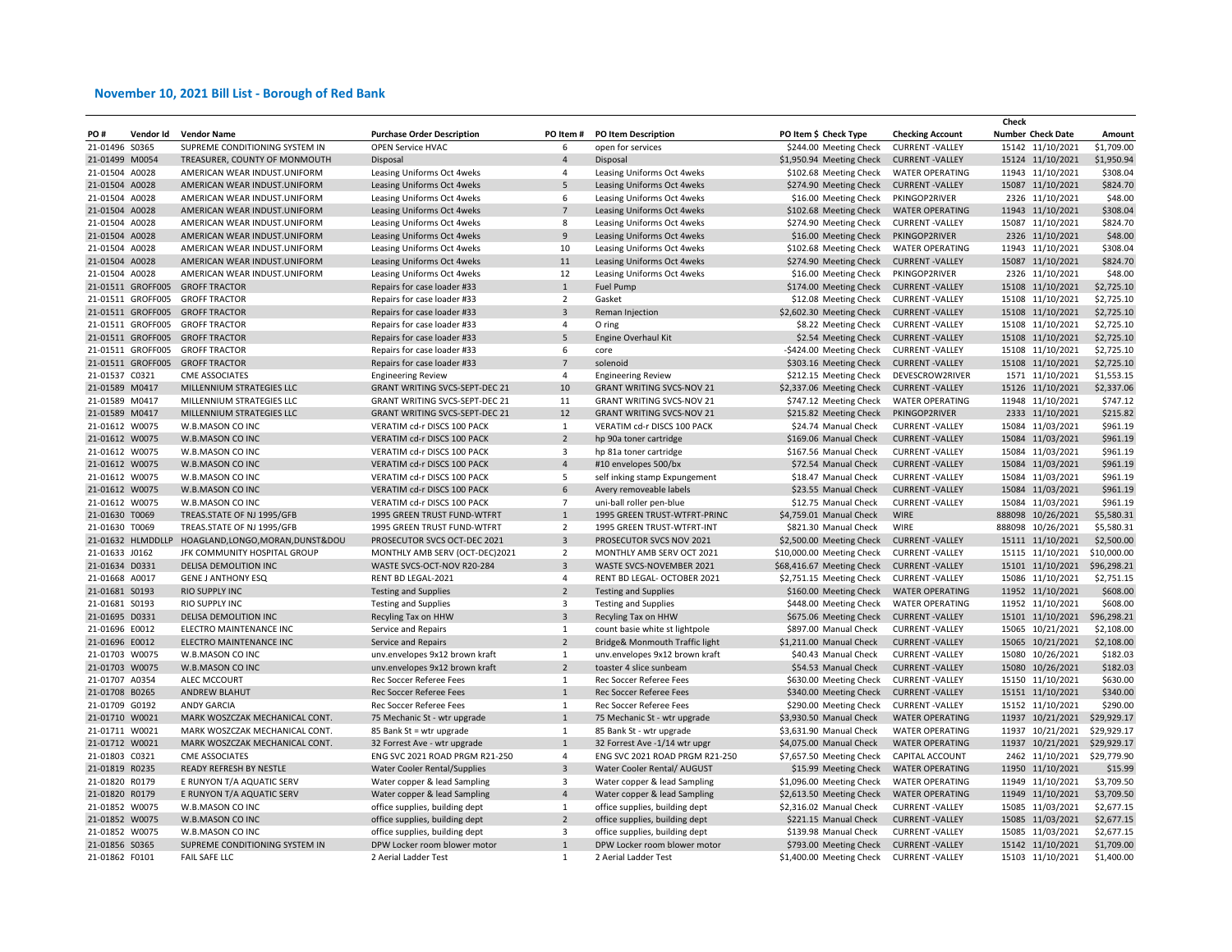## November 10, 2021 Bill List - Borough of Red Bank

| PO # | Vendor Id | Vendor Name | Purchase Order Description | PO Item # | PO Item Description | PO Item $ | Check Type | Checking Account | Check Number | Check Date | Amount |
|---|---|---|---|---|---|---|---|---|---|---|---|
| 21-01496 | S0365 | SUPREME CONDITIONING SYSTEM IN | OPEN Service HVAC | 6 | open for services | $244.00 | Meeting Check | CURRENT -VALLEY | 15142 | 11/10/2021 | $1,709.00 |
| 21-01499 | M0054 | TREASURER, COUNTY OF MONMOUTH | Disposal | 4 | Disposal | $1,950.94 | Meeting Check | CURRENT -VALLEY | 15124 | 11/10/2021 | $1,950.94 |
| 21-01504 | A0028 | AMERICAN WEAR INDUST.UNIFORM | Leasing Uniforms Oct 4weks | 4 | Leasing Uniforms Oct 4weks | $102.68 | Meeting Check | WATER OPERATING | 11943 | 11/10/2021 | $308.04 |
| 21-01504 | A0028 | AMERICAN WEAR INDUST.UNIFORM | Leasing Uniforms Oct 4weks | 5 | Leasing Uniforms Oct 4weks | $274.90 | Meeting Check | CURRENT -VALLEY | 15087 | 11/10/2021 | $824.70 |
| 21-01504 | A0028 | AMERICAN WEAR INDUST.UNIFORM | Leasing Uniforms Oct 4weks | 6 | Leasing Uniforms Oct 4weks | $16.00 | Meeting Check | PKINGOP2RIVER | 2326 | 11/10/2021 | $48.00 |
| 21-01504 | A0028 | AMERICAN WEAR INDUST.UNIFORM | Leasing Uniforms Oct 4weks | 7 | Leasing Uniforms Oct 4weks | $102.68 | Meeting Check | WATER OPERATING | 11943 | 11/10/2021 | $308.04 |
| 21-01504 | A0028 | AMERICAN WEAR INDUST.UNIFORM | Leasing Uniforms Oct 4weks | 8 | Leasing Uniforms Oct 4weks | $274.90 | Meeting Check | CURRENT -VALLEY | 15087 | 11/10/2021 | $824.70 |
| 21-01504 | A0028 | AMERICAN WEAR INDUST.UNIFORM | Leasing Uniforms Oct 4weks | 9 | Leasing Uniforms Oct 4weks | $16.00 | Meeting Check | PKINGOP2RIVER | 2326 | 11/10/2021 | $48.00 |
| 21-01504 | A0028 | AMERICAN WEAR INDUST.UNIFORM | Leasing Uniforms Oct 4weks | 10 | Leasing Uniforms Oct 4weks | $102.68 | Meeting Check | WATER OPERATING | 11943 | 11/10/2021 | $308.04 |
| 21-01504 | A0028 | AMERICAN WEAR INDUST.UNIFORM | Leasing Uniforms Oct 4weks | 11 | Leasing Uniforms Oct 4weks | $274.90 | Meeting Check | CURRENT -VALLEY | 15087 | 11/10/2021 | $824.70 |
| 21-01504 | A0028 | AMERICAN WEAR INDUST.UNIFORM | Leasing Uniforms Oct 4weks | 12 | Leasing Uniforms Oct 4weks | $16.00 | Meeting Check | PKINGOP2RIVER | 2326 | 11/10/2021 | $48.00 |
| 21-01511 | GROFF005 | GROFF TRACTOR | Repairs for case loader #33 | 1 | Fuel Pump | $174.00 | Meeting Check | CURRENT -VALLEY | 15108 | 11/10/2021 | $2,725.10 |
| 21-01511 | GROFF005 | GROFF TRACTOR | Repairs for case loader #33 | 2 | Gasket | $12.08 | Meeting Check | CURRENT -VALLEY | 15108 | 11/10/2021 | $2,725.10 |
| 21-01511 | GROFF005 | GROFF TRACTOR | Repairs for case loader #33 | 3 | Reman Injection | $2,602.30 | Meeting Check | CURRENT -VALLEY | 15108 | 11/10/2021 | $2,725.10 |
| 21-01511 | GROFF005 | GROFF TRACTOR | Repairs for case loader #33 | 4 | O ring | $8.22 | Meeting Check | CURRENT -VALLEY | 15108 | 11/10/2021 | $2,725.10 |
| 21-01511 | GROFF005 | GROFF TRACTOR | Repairs for case loader #33 | 5 | Engine Overhaul Kit | $2.54 | Meeting Check | CURRENT -VALLEY | 15108 | 11/10/2021 | $2,725.10 |
| 21-01511 | GROFF005 | GROFF TRACTOR | Repairs for case loader #33 | 6 | core | -$424.00 | Meeting Check | CURRENT -VALLEY | 15108 | 11/10/2021 | $2,725.10 |
| 21-01511 | GROFF005 | GROFF TRACTOR | Repairs for case loader #33 | 7 | solenoid | $303.16 | Meeting Check | CURRENT -VALLEY | 15108 | 11/10/2021 | $2,725.10 |
| 21-01537 | C0321 | CME ASSOCIATES | Engineering Review | 4 | Engineering Review | $212.15 | Meeting Check | DEVESCROW2RIVER | 1571 | 11/10/2021 | $1,553.15 |
| 21-01589 | M0417 | MILLENNIUM STRATEGIES LLC | GRANT WRITING SVCS-SEPT-DEC 21 | 10 | GRANT WRITING SVCS-NOV 21 | $2,337.06 | Meeting Check | CURRENT -VALLEY | 15126 | 11/10/2021 | $2,337.06 |
| 21-01589 | M0417 | MILLENNIUM STRATEGIES LLC | GRANT WRITING SVCS-SEPT-DEC 21 | 11 | GRANT WRITING SVCS-NOV 21 | $747.12 | Meeting Check | WATER OPERATING | 11948 | 11/10/2021 | $747.12 |
| 21-01589 | M0417 | MILLENNIUM STRATEGIES LLC | GRANT WRITING SVCS-SEPT-DEC 21 | 12 | GRANT WRITING SVCS-NOV 21 | $215.82 | Meeting Check | PKINGOP2RIVER | 2333 | 11/10/2021 | $215.82 |
| 21-01612 | W0075 | W.B.MASON CO INC | VERATIM cd-r DISCS 100 PACK | 1 | VERATIM cd-r DISCS 100 PACK | $24.74 | Manual Check | CURRENT -VALLEY | 15084 | 11/03/2021 | $961.19 |
| 21-01612 | W0075 | W.B.MASON CO INC | VERATIM cd-r DISCS 100 PACK | 2 | hp 90a toner cartridge | $169.06 | Manual Check | CURRENT -VALLEY | 15084 | 11/03/2021 | $961.19 |
| 21-01612 | W0075 | W.B.MASON CO INC | VERATIM cd-r DISCS 100 PACK | 3 | hp 81a toner cartridge | $167.56 | Manual Check | CURRENT -VALLEY | 15084 | 11/03/2021 | $961.19 |
| 21-01612 | W0075 | W.B.MASON CO INC | VERATIM cd-r DISCS 100 PACK | 4 | #10 envelopes 500/bx | $72.54 | Manual Check | CURRENT -VALLEY | 15084 | 11/03/2021 | $961.19 |
| 21-01612 | W0075 | W.B.MASON CO INC | VERATIM cd-r DISCS 100 PACK | 5 | self inking stamp Expungement | $18.47 | Manual Check | CURRENT -VALLEY | 15084 | 11/03/2021 | $961.19 |
| 21-01612 | W0075 | W.B.MASON CO INC | VERATIM cd-r DISCS 100 PACK | 6 | Avery removeable labels | $23.55 | Manual Check | CURRENT -VALLEY | 15084 | 11/03/2021 | $961.19 |
| 21-01612 | W0075 | W.B.MASON CO INC | VERATIM cd-r DISCS 100 PACK | 7 | uni-ball roller pen-blue | $12.75 | Manual Check | CURRENT -VALLEY | 15084 | 11/03/2021 | $961.19 |
| 21-01630 | T0069 | TREAS.STATE OF NJ 1995/GFB | 1995 GREEN TRUST FUND-WTFRT | 1 | 1995 GREEN TRUST-WTFRT-PRINC | $4,759.01 | Manual Check | WIRE | 888098 | 10/26/2021 | $5,580.31 |
| 21-01630 | T0069 | TREAS.STATE OF NJ 1995/GFB | 1995 GREEN TRUST FUND-WTFRT | 2 | 1995 GREEN TRUST-WTFRT-INT | $821.30 | Manual Check | WIRE | 888098 | 10/26/2021 | $5,580.31 |
| 21-01632 | HLMDDLLP | HOAGLAND,LONGO,MORAN,DUNST&DOU | PROSECUTOR SVCS OCT-DEC 2021 | 3 | PROSECUTOR SVCS NOV 2021 | $2,500.00 | Meeting Check | CURRENT -VALLEY | 15111 | 11/10/2021 | $2,500.00 |
| 21-01633 | J0162 | JFK COMMUNITY HOSPITAL GROUP | MONTHLY AMB SERV (OCT-DEC)2021 | 2 | MONTHLY AMB SERV OCT 2021 | $10,000.00 | Meeting Check | CURRENT -VALLEY | 15115 | 11/10/2021 | $10,000.00 |
| 21-01634 | D0331 | DELISA DEMOLITION INC | WASTE SVCS-OCT-NOV R20-284 | 3 | WASTE SVCS-NOVEMBER 2021 | $68,416.67 | Meeting Check | CURRENT -VALLEY | 15101 | 11/10/2021 | $96,298.21 |
| 21-01668 | A0017 | GENE J ANTHONY ESQ | RENT BD LEGAL-2021 | 4 | RENT BD LEGAL- OCTOBER 2021 | $2,751.15 | Meeting Check | CURRENT -VALLEY | 15086 | 11/10/2021 | $2,751.15 |
| 21-01681 | S0193 | RIO SUPPLY INC | Testing and Supplies | 2 | Testing and Supplies | $160.00 | Meeting Check | WATER OPERATING | 11952 | 11/10/2021 | $608.00 |
| 21-01681 | S0193 | RIO SUPPLY INC | Testing and Supplies | 3 | Testing and Supplies | $448.00 | Meeting Check | WATER OPERATING | 11952 | 11/10/2021 | $608.00 |
| 21-01695 | D0331 | DELISA DEMOLITION INC | Recyling Tax on HHW | 3 | Recyling Tax on HHW | $675.06 | Meeting Check | CURRENT -VALLEY | 15101 | 11/10/2021 | $96,298.21 |
| 21-01696 | E0012 | ELECTRO MAINTENANCE INC | Service and Repairs | 1 | count basie white st lightpole | $897.00 | Manual Check | CURRENT -VALLEY | 15065 | 10/21/2021 | $2,108.00 |
| 21-01696 | E0012 | ELECTRO MAINTENANCE INC | Service and Repairs | 2 | Bridge& Monmouth Traffic light | $1,211.00 | Manual Check | CURRENT -VALLEY | 15065 | 10/21/2021 | $2,108.00 |
| 21-01703 | W0075 | W.B.MASON CO INC | unv.envelopes 9x12 brown kraft | 1 | unv.envelopes 9x12 brown kraft | $40.43 | Manual Check | CURRENT -VALLEY | 15080 | 10/26/2021 | $182.03 |
| 21-01703 | W0075 | W.B.MASON CO INC | unv.envelopes 9x12 brown kraft | 2 | toaster 4 slice sunbeam | $54.53 | Manual Check | CURRENT -VALLEY | 15080 | 10/26/2021 | $182.03 |
| 21-01707 | A0354 | ALEC MCCOURT | Rec Soccer Referee Fees | 1 | Rec Soccer Referee Fees | $630.00 | Meeting Check | CURRENT -VALLEY | 15150 | 11/10/2021 | $630.00 |
| 21-01708 | B0265 | ANDREW BLAHUT | Rec Soccer Referee Fees | 1 | Rec Soccer Referee Fees | $340.00 | Meeting Check | CURRENT -VALLEY | 15151 | 11/10/2021 | $340.00 |
| 21-01709 | G0192 | ANDY GARCIA | Rec Soccer Referee Fees | 1 | Rec Soccer Referee Fees | $290.00 | Meeting Check | CURRENT -VALLEY | 15152 | 11/10/2021 | $290.00 |
| 21-01710 | W0021 | MARK WOSZCZAK MECHANICAL CONT. | 75 Mechanic St - wtr upgrade | 1 | 75 Mechanic St - wtr upgrade | $3,930.50 | Manual Check | WATER OPERATING | 11937 | 10/21/2021 | $29,929.17 |
| 21-01711 | W0021 | MARK WOSZCZAK MECHANICAL CONT. | 85 Bank St = wtr upgrade | 1 | 85 Bank St - wtr upgrade | $3,631.90 | Manual Check | WATER OPERATING | 11937 | 10/21/2021 | $29,929.17 |
| 21-01712 | W0021 | MARK WOSZCZAK MECHANICAL CONT. | 32 Forrest Ave - wtr upgrade | 1 | 32 Forrest Ave -1/14 wtr upgr | $4,075.00 | Manual Check | WATER OPERATING | 11937 | 10/21/2021 | $29,929.17 |
| 21-01803 | C0321 | CME ASSOCIATES | ENG SVC 2021 ROAD PRGM R21-250 | 4 | ENG SVC 2021 ROAD PRGM R21-250 | $7,657.50 | Meeting Check | CAPITAL ACCOUNT | 2462 | 11/10/2021 | $29,779.90 |
| 21-01819 | R0235 | READY REFRESH BY NESTLE | Water Cooler Rental/Supplies | 3 | Water Cooler Rental/ AUGUST | $15.99 | Meeting Check | WATER OPERATING | 11950 | 11/10/2021 | $15.99 |
| 21-01820 | R0179 | E RUNYON T/A AQUATIC SERV | Water copper & lead Sampling | 3 | Water copper & lead Sampling | $1,096.00 | Meeting Check | WATER OPERATING | 11949 | 11/10/2021 | $3,709.50 |
| 21-01820 | R0179 | E RUNYON T/A AQUATIC SERV | Water copper & lead Sampling | 4 | Water copper & lead Sampling | $2,613.50 | Meeting Check | WATER OPERATING | 11949 | 11/10/2021 | $3,709.50 |
| 21-01852 | W0075 | W.B.MASON CO INC | office supplies, building dept | 1 | office supplies, building dept | $2,316.02 | Manual Check | CURRENT -VALLEY | 15085 | 11/03/2021 | $2,677.15 |
| 21-01852 | W0075 | W.B.MASON CO INC | office supplies, building dept | 2 | office supplies, building dept | $221.15 | Manual Check | CURRENT -VALLEY | 15085 | 11/03/2021 | $2,677.15 |
| 21-01852 | W0075 | W.B.MASON CO INC | office supplies, building dept | 3 | office supplies, building dept | $139.98 | Manual Check | CURRENT -VALLEY | 15085 | 11/03/2021 | $2,677.15 |
| 21-01856 | S0365 | SUPREME CONDITIONING SYSTEM IN | DPW Locker room blower motor | 1 | DPW Locker room blower motor | $793.00 | Meeting Check | CURRENT -VALLEY | 15142 | 11/10/2021 | $1,709.00 |
| 21-01862 | F0101 | FAIL SAFE LLC | 2 Aerial Ladder Test | 1 | 2 Aerial Ladder Test | $1,400.00 | Meeting Check | CURRENT -VALLEY | 15103 | 11/10/2021 | $1,400.00 |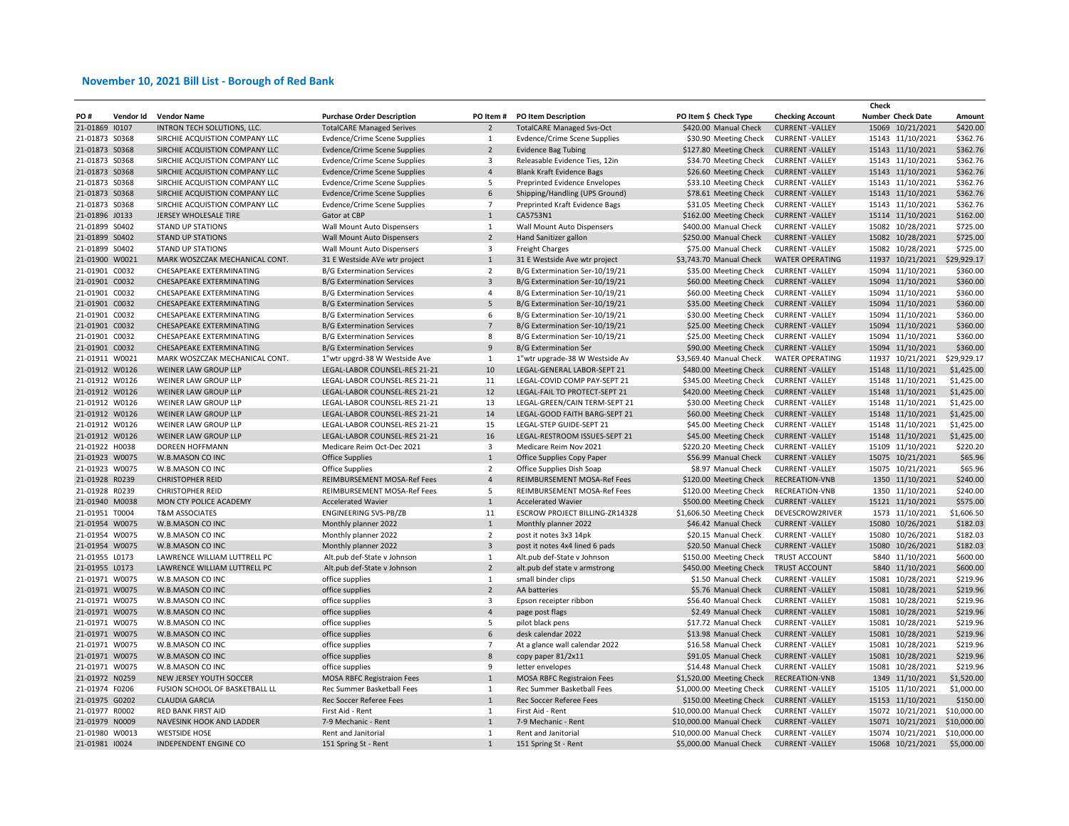## November 10, 2021 Bill List - Borough of Red Bank

| PO # | Vendor Id | Vendor Name | Purchase Order Description | PO Item # | PO Item Description | PO Item $ | Check Type | Checking Account | Check Number | Check Date | Amount |
|---|---|---|---|---|---|---|---|---|---|---|---|
| 21-01869 | I0107 | INTRON TECH SOLUTIONS, LLC. | TotalCARE Managed Serives | 2 | TotalCARE Managed Svs-Oct | $420.00 | Manual Check | CURRENT -VALLEY | 15069 | 10/21/2021 | $420.00 |
| 21-01873 | S0368 | SIRCHIE ACQUISTION COMPANY LLC | Evdence/Crime Scene Supplies | 1 | Evdence/Crime Scene Supplies | $30.90 | Meeting Check | CURRENT -VALLEY | 15143 | 11/10/2021 | $362.76 |
| 21-01873 | S0368 | SIRCHIE ACQUISTION COMPANY LLC | Evdence/Crime Scene Supplies | 2 | Evidence Bag Tubing | $127.80 | Meeting Check | CURRENT -VALLEY | 15143 | 11/10/2021 | $362.76 |
| 21-01873 | S0368 | SIRCHIE ACQUISTION COMPANY LLC | Evdence/Crime Scene Supplies | 3 | Releasable Evidence Ties, 12in | $34.70 | Meeting Check | CURRENT -VALLEY | 15143 | 11/10/2021 | $362.76 |
| 21-01873 | S0368 | SIRCHIE ACQUISTION COMPANY LLC | Evdence/Crime Scene Supplies | 4 | Blank Kraft Evidence Bags | $26.60 | Meeting Check | CURRENT -VALLEY | 15143 | 11/10/2021 | $362.76 |
| 21-01873 | S0368 | SIRCHIE ACQUISTION COMPANY LLC | Evdence/Crime Scene Supplies | 5 | Preprinted Evidence Envelopes | $33.10 | Meeting Check | CURRENT -VALLEY | 15143 | 11/10/2021 | $362.76 |
| 21-01873 | S0368 | SIRCHIE ACQUISTION COMPANY LLC | Evdence/Crime Scene Supplies | 6 | Shipping/Handling (UPS Ground) | $78.61 | Meeting Check | CURRENT -VALLEY | 15143 | 11/10/2021 | $362.76 |
| 21-01873 | S0368 | SIRCHIE ACQUISTION COMPANY LLC | Evdence/Crime Scene Supplies | 7 | Preprinted Kraft Evidence Bags | $31.05 | Meeting Check | CURRENT -VALLEY | 15143 | 11/10/2021 | $362.76 |
| 21-01896 | J0133 | JERSEY WHOLESALE TIRE | Gator at CBP | 1 | CA5753N1 | $162.00 | Meeting Check | CURRENT -VALLEY | 15114 | 11/10/2021 | $162.00 |
| 21-01899 | S0402 | STAND UP STATIONS | Wall Mount Auto Dispensers | 1 | Wall Mount Auto Dispensers | $400.00 | Manual Check | CURRENT -VALLEY | 15082 | 10/28/2021 | $725.00 |
| 21-01899 | S0402 | STAND UP STATIONS | Wall Mount Auto Dispensers | 2 | Hand Sanitizer gallon | $250.00 | Manual Check | CURRENT -VALLEY | 15082 | 10/28/2021 | $725.00 |
| 21-01899 | S0402 | STAND UP STATIONS | Wall Mount Auto Dispensers | 3 | Freight Charges | $75.00 | Manual Check | CURRENT -VALLEY | 15082 | 10/28/2021 | $725.00 |
| 21-01900 | W0021 | MARK WOSZCZAK MECHANICAL CONT. | 31 E Westside AVe wtr project | 1 | 31 E Westside Ave wtr project | $3,743.70 | Manual Check | WATER OPERATING | 11937 | 10/21/2021 | $29,929.17 |
| 21-01901 | C0032 | CHESAPEAKE EXTERMINATING | B/G Extermination Services | 2 | B/G Extermination Ser-10/19/21 | $35.00 | Meeting Check | CURRENT -VALLEY | 15094 | 11/10/2021 | $360.00 |
| 21-01901 | C0032 | CHESAPEAKE EXTERMINATING | B/G Extermination Services | 3 | B/G Extermination Ser-10/19/21 | $60.00 | Meeting Check | CURRENT -VALLEY | 15094 | 11/10/2021 | $360.00 |
| 21-01901 | C0032 | CHESAPEAKE EXTERMINATING | B/G Extermination Services | 4 | B/G Extermination Ser-10/19/21 | $60.00 | Meeting Check | CURRENT -VALLEY | 15094 | 11/10/2021 | $360.00 |
| 21-01901 | C0032 | CHESAPEAKE EXTERMINATING | B/G Extermination Services | 5 | B/G Extermination Ser-10/19/21 | $35.00 | Meeting Check | CURRENT -VALLEY | 15094 | 11/10/2021 | $360.00 |
| 21-01901 | C0032 | CHESAPEAKE EXTERMINATING | B/G Extermination Services | 6 | B/G Extermination Ser-10/19/21 | $30.00 | Meeting Check | CURRENT -VALLEY | 15094 | 11/10/2021 | $360.00 |
| 21-01901 | C0032 | CHESAPEAKE EXTERMINATING | B/G Extermination Services | 7 | B/G Extermination Ser-10/19/21 | $25.00 | Meeting Check | CURRENT -VALLEY | 15094 | 11/10/2021 | $360.00 |
| 21-01901 | C0032 | CHESAPEAKE EXTERMINATING | B/G Extermination Services | 8 | B/G Extermination Ser-10/19/21 | $25.00 | Meeting Check | CURRENT -VALLEY | 15094 | 11/10/2021 | $360.00 |
| 21-01901 | C0032 | CHESAPEAKE EXTERMINATING | B/G Extermination Services | 9 | B/G Extermination Ser | $90.00 | Meeting Check | CURRENT -VALLEY | 15094 | 11/10/2021 | $360.00 |
| 21-01911 | W0021 | MARK WOSZCZAK MECHANICAL CONT. | 1"wtr upgrd-38 W Westside Ave | 1 | 1"wtr upgrade-38 W Westside Av | $3,569.40 | Manual Check | WATER OPERATING | 11937 | 10/21/2021 | $29,929.17 |
| 21-01912 | W0126 | WEINER LAW GROUP LLP | LEGAL-LABOR COUNSEL-RES 21-21 | 10 | LEGAL-GENERAL LABOR-SEPT 21 | $480.00 | Meeting Check | CURRENT -VALLEY | 15148 | 11/10/2021 | $1,425.00 |
| 21-01912 | W0126 | WEINER LAW GROUP LLP | LEGAL-LABOR COUNSEL-RES 21-21 | 11 | LEGAL-COVID COMP PAY-SEPT 21 | $345.00 | Meeting Check | CURRENT -VALLEY | 15148 | 11/10/2021 | $1,425.00 |
| 21-01912 | W0126 | WEINER LAW GROUP LLP | LEGAL-LABOR COUNSEL-RES 21-21 | 12 | LEGAL-FAIL TO PROTECT-SEPT 21 | $420.00 | Meeting Check | CURRENT -VALLEY | 15148 | 11/10/2021 | $1,425.00 |
| 21-01912 | W0126 | WEINER LAW GROUP LLP | LEGAL-LABOR COUNSEL-RES 21-21 | 13 | LEGAL-GREEN/CAIN TERM-SEPT 21 | $30.00 | Meeting Check | CURRENT -VALLEY | 15148 | 11/10/2021 | $1,425.00 |
| 21-01912 | W0126 | WEINER LAW GROUP LLP | LEGAL-LABOR COUNSEL-RES 21-21 | 14 | LEGAL-GOOD FAITH BARG-SEPT 21 | $60.00 | Meeting Check | CURRENT -VALLEY | 15148 | 11/10/2021 | $1,425.00 |
| 21-01912 | W0126 | WEINER LAW GROUP LLP | LEGAL-LABOR COUNSEL-RES 21-21 | 15 | LEGAL-STEP GUIDE-SEPT 21 | $45.00 | Meeting Check | CURRENT -VALLEY | 15148 | 11/10/2021 | $1,425.00 |
| 21-01912 | W0126 | WEINER LAW GROUP LLP | LEGAL-LABOR COUNSEL-RES 21-21 | 16 | LEGAL-RESTROOM ISSUES-SEPT 21 | $45.00 | Meeting Check | CURRENT -VALLEY | 15148 | 11/10/2021 | $1,425.00 |
| 21-01922 | H0038 | DOREEN HOFFMANN | Medicare Reim Oct-Dec 2021 | 3 | Medicare Reim Nov 2021 | $220.20 | Meeting Check | CURRENT -VALLEY | 15109 | 11/10/2021 | $220.20 |
| 21-01923 | W0075 | W.B.MASON CO INC | Office Supplies | 1 | Office Supplies Copy Paper | $56.99 | Manual Check | CURRENT -VALLEY | 15075 | 10/21/2021 | $65.96 |
| 21-01923 | W0075 | W.B.MASON CO INC | Office Supplies | 2 | Office Supplies Dish Soap | $8.97 | Manual Check | CURRENT -VALLEY | 15075 | 10/21/2021 | $65.96 |
| 21-01928 | R0239 | CHRISTOPHER REID | REIMBURSEMENT MOSA-Ref Fees | 4 | REIMBURSEMENT MOSA-Ref Fees | $120.00 | Meeting Check | RECREATION-VNB | 1350 | 11/10/2021 | $240.00 |
| 21-01928 | R0239 | CHRISTOPHER REID | REIMBURSEMENT MOSA-Ref Fees | 5 | REIMBURSEMENT MOSA-Ref Fees | $120.00 | Meeting Check | RECREATION-VNB | 1350 | 11/10/2021 | $240.00 |
| 21-01940 | M0038 | MON CTY POLICE ACADEMY | Accelerated Wavier | 1 | Accelerated Wavier | $500.00 | Meeting Check | CURRENT -VALLEY | 15121 | 11/10/2021 | $575.00 |
| 21-01951 | T0004 | T&M ASSOCIATES | ENGINEERING SVS-PB/ZB | 11 | ESCROW PROJECT BILLING-ZR14328 | $1,606.50 | Meeting Check | DEVESCROW2RIVER | 1573 | 11/10/2021 | $1,606.50 |
| 21-01954 | W0075 | W.B.MASON CO INC | Monthly planner 2022 | 1 | Monthly planner 2022 | $46.42 | Manual Check | CURRENT -VALLEY | 15080 | 10/26/2021 | $182.03 |
| 21-01954 | W0075 | W.B.MASON CO INC | Monthly planner 2022 | 2 | post it notes 3x3 14pk | $20.15 | Manual Check | CURRENT -VALLEY | 15080 | 10/26/2021 | $182.03 |
| 21-01954 | W0075 | W.B.MASON CO INC | Monthly planner 2022 | 3 | post it notes 4x4 lined 6 pads | $20.50 | Manual Check | CURRENT -VALLEY | 15080 | 10/26/2021 | $182.03 |
| 21-01955 | L0173 | LAWRENCE WILLIAM LUTTRELL PC | Alt.pub def-State v Johnson | 1 | Alt.pub def-State v Johnson | $150.00 | Meeting Check | TRUST ACCOUNT | 5840 | 11/10/2021 | $600.00 |
| 21-01955 | L0173 | LAWRENCE WILLIAM LUTTRELL PC | Alt.pub def-State v Johnson | 2 | alt.pub def state v armstrong | $450.00 | Meeting Check | TRUST ACCOUNT | 5840 | 11/10/2021 | $600.00 |
| 21-01971 | W0075 | W.B.MASON CO INC | office supplies | 1 | small binder clips | $1.50 | Manual Check | CURRENT -VALLEY | 15081 | 10/28/2021 | $219.96 |
| 21-01971 | W0075 | W.B.MASON CO INC | office supplies | 2 | AA batteries | $5.76 | Manual Check | CURRENT -VALLEY | 15081 | 10/28/2021 | $219.96 |
| 21-01971 | W0075 | W.B.MASON CO INC | office supplies | 3 | Epson receipter ribbon | $56.40 | Manual Check | CURRENT -VALLEY | 15081 | 10/28/2021 | $219.96 |
| 21-01971 | W0075 | W.B.MASON CO INC | office supplies | 4 | page post flags | $2.49 | Manual Check | CURRENT -VALLEY | 15081 | 10/28/2021 | $219.96 |
| 21-01971 | W0075 | W.B.MASON CO INC | office supplies | 5 | pilot black pens | $17.72 | Manual Check | CURRENT -VALLEY | 15081 | 10/28/2021 | $219.96 |
| 21-01971 | W0075 | W.B.MASON CO INC | office supplies | 6 | desk calendar 2022 | $13.98 | Manual Check | CURRENT -VALLEY | 15081 | 10/28/2021 | $219.96 |
| 21-01971 | W0075 | W.B.MASON CO INC | office supplies | 7 | At a glance wall calendar 2022 | $16.58 | Manual Check | CURRENT -VALLEY | 15081 | 10/28/2021 | $219.96 |
| 21-01971 | W0075 | W.B.MASON CO INC | office supplies | 8 | copy paper 81/2x11 | $91.05 | Manual Check | CURRENT -VALLEY | 15081 | 10/28/2021 | $219.96 |
| 21-01971 | W0075 | W.B.MASON CO INC | office supplies | 9 | letter envelopes | $14.48 | Manual Check | CURRENT -VALLEY | 15081 | 10/28/2021 | $219.96 |
| 21-01972 | N0259 | NEW JERSEY YOUTH SOCCER | MOSA RBFC Registraion Fees | 1 | MOSA RBFC Registraion Fees | $1,520.00 | Meeting Check | RECREATION-VNB | 1349 | 11/10/2021 | $1,520.00 |
| 21-01974 | F0206 | FUSION SCHOOL OF BASKETBALL LL | Rec Summer Basketball Fees | 1 | Rec Summer Basketball Fees | $1,000.00 | Meeting Check | CURRENT -VALLEY | 15105 | 11/10/2021 | $1,000.00 |
| 21-01975 | G0202 | CLAUDIA GARCIA | Rec Soccer Referee Fees | 1 | Rec Soccer Referee Fees | $150.00 | Meeting Check | CURRENT -VALLEY | 15153 | 11/10/2021 | $150.00 |
| 21-01977 | R0002 | RED BANK FIRST AID | First Aid - Rent | 1 | First Aid - Rent | $10,000.00 | Manual Check | CURRENT -VALLEY | 15072 | 10/21/2021 | $10,000.00 |
| 21-01979 | N0009 | NAVESINK HOOK AND LADDER | 7-9 Mechanic - Rent | 1 | 7-9 Mechanic - Rent | $10,000.00 | Manual Check | CURRENT -VALLEY | 15071 | 10/21/2021 | $10,000.00 |
| 21-01980 | W0013 | WESTSIDE HOSE | Rent and Janitorial | 1 | Rent and Janitorial | $10,000.00 | Manual Check | CURRENT -VALLEY | 15074 | 10/21/2021 | $10,000.00 |
| 21-01981 | I0024 | INDEPENDENT ENGINE CO | 151 Spring St - Rent | 1 | 151 Spring St - Rent | $5,000.00 | Manual Check | CURRENT -VALLEY | 15068 | 10/21/2021 | $5,000.00 |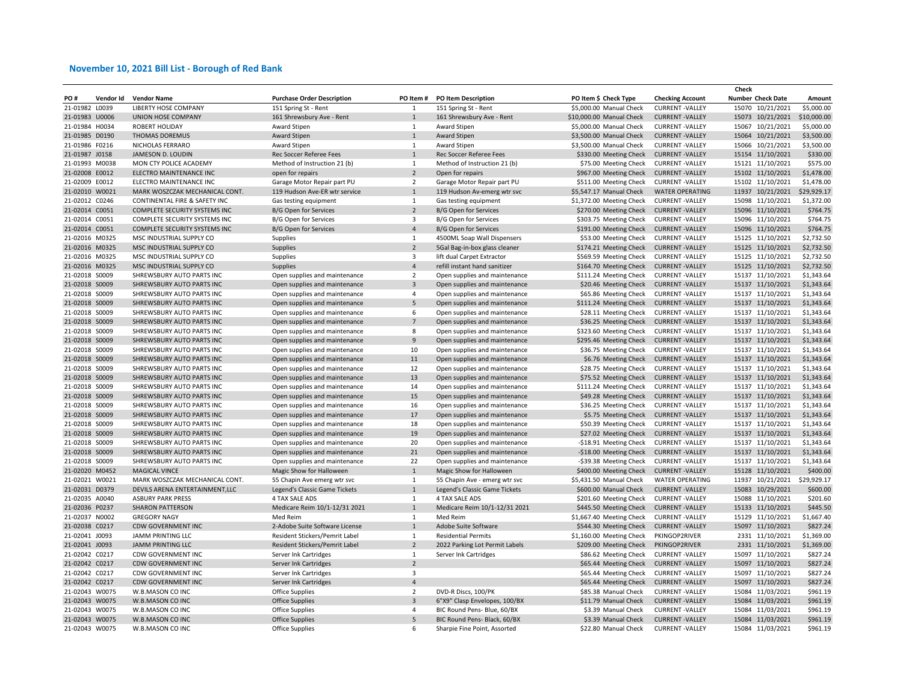## November 10, 2021 Bill List - Borough of Red Bank

| PO # | Vendor Id | Vendor Name | Purchase Order Description | PO Item # | PO Item Description | PO Item $ | Check Type | Checking Account | Check Number | Check Date | Amount |
|---|---|---|---|---|---|---|---|---|---|---|---|
| 21-01982 | L0039 | LIBERTY HOSE COMPANY | 151 Spring St - Rent | 1 | 151 Spring St - Rent | $5,000.00 | Manual Check | CURRENT -VALLEY | 15070 | 10/21/2021 | $5,000.00 |
| 21-01983 | U0006 | UNION HOSE COMPANY | 161 Shrewsbury Ave - Rent | 1 | 161 Shrewsbury Ave - Rent | $10,000.00 | Manual Check | CURRENT -VALLEY | 15073 | 10/21/2021 | $10,000.00 |
| 21-01984 | H0034 | ROBERT HOLIDAY | Award Stipen | 1 | Award Stipen | $5,000.00 | Manual Check | CURRENT -VALLEY | 15067 | 10/21/2021 | $5,000.00 |
| 21-01985 | D0190 | THOMAS DOREMUS | Award Stipen | 1 | Award Stipen | $3,500.00 | Manual Check | CURRENT -VALLEY | 15064 | 10/21/2021 | $3,500.00 |
| 21-01986 | F0216 | NICHOLAS FERRARO | Award Stipen | 1 | Award Stipen | $3,500.00 | Manual Check | CURRENT -VALLEY | 15066 | 10/21/2021 | $3,500.00 |
| 21-01987 | J0158 | JAMESON D. LOUDIN | Rec Soccer Referee Fees | 1 | Rec Soccer Referee Fees | $330.00 | Meeting Check | CURRENT -VALLEY | 15154 | 11/10/2021 | $330.00 |
| 21-01993 | M0038 | MON CTY POLICE ACADEMY | Method of Instruction 21 (b) | 1 | Method of Instruction 21 (b) | $75.00 | Meeting Check | CURRENT -VALLEY | 15121 | 11/10/2021 | $575.00 |
| 21-02008 | E0012 | ELECTRO MAINTENANCE INC | open for repairs | 2 | Open for repairs | $967.00 | Meeting Check | CURRENT -VALLEY | 15102 | 11/10/2021 | $1,478.00 |
| 21-02009 | E0012 | ELECTRO MAINTENANCE INC | Garage Motor Repair part PU | 2 | Garage Motor Repair part PU | $511.00 | Meeting Check | CURRENT -VALLEY | 15102 | 11/10/2021 | $1,478.00 |
| 21-02010 | W0021 | MARK WOSZCZAK MECHANICAL CONT. | 119 Hudson Ave-ER wtr service | 1 | 119 Hudson Av-emerg wtr svc | $5,547.17 | Manual Check | WATER OPERATING | 11937 | 10/21/2021 | $29,929.17 |
| 21-02012 | C0246 | CONTINENTAL FIRE & SAFETY INC | Gas testing equipment | 1 | Gas testing equipment | $1,372.00 | Meeting Check | CURRENT -VALLEY | 15098 | 11/10/2021 | $1,372.00 |
| 21-02014 | C0051 | COMPLETE SECURITY SYSTEMS INC | B/G Open for Services | 2 | B/G Open for Services | $270.00 | Meeting Check | CURRENT -VALLEY | 15096 | 11/10/2021 | $764.75 |
| 21-02014 | C0051 | COMPLETE SECURITY SYSTEMS INC | B/G Open for Services | 3 | B/G Open for Services | $303.75 | Meeting Check | CURRENT -VALLEY | 15096 | 11/10/2021 | $764.75 |
| 21-02014 | C0051 | COMPLETE SECURITY SYSTEMS INC | B/G Open for Services | 4 | B/G Open for Services | $191.00 | Meeting Check | CURRENT -VALLEY | 15096 | 11/10/2021 | $764.75 |
| 21-02016 | M0325 | MSC INDUSTRIAL SUPPLY CO | Supplies | 1 | 4500ML Soap Wall Dispensers | $53.00 | Meeting Check | CURRENT -VALLEY | 15125 | 11/10/2021 | $2,732.50 |
| 21-02016 | M0325 | MSC INDUSTRIAL SUPPLY CO | Supplies | 2 | 5Gal Bag-in-box glass cleaner | $174.21 | Meeting Check | CURRENT -VALLEY | 15125 | 11/10/2021 | $2,732.50 |
| 21-02016 | M0325 | MSC INDUSTRIAL SUPPLY CO | Supplies | 3 | lift dual Carpet Extractor | $569.59 | Meeting Check | CURRENT -VALLEY | 15125 | 11/10/2021 | $2,732.50 |
| 21-02016 | M0325 | MSC INDUSTRIAL SUPPLY CO | Supplies | 4 | refill instant hand sanitizer | $164.70 | Meeting Check | CURRENT -VALLEY | 15125 | 11/10/2021 | $2,732.50 |
| 21-02018 | S0009 | SHREWSBURY AUTO PARTS INC | Open supplies and maintenance | 2 | Open supplies and maintenance | $111.24 | Meeting Check | CURRENT -VALLEY | 15137 | 11/10/2021 | $1,343.64 |
| 21-02018 | S0009 | SHREWSBURY AUTO PARTS INC | Open supplies and maintenance | 3 | Open supplies and maintenance | $20.46 | Meeting Check | CURRENT -VALLEY | 15137 | 11/10/2021 | $1,343.64 |
| 21-02018 | S0009 | SHREWSBURY AUTO PARTS INC | Open supplies and maintenance | 4 | Open supplies and maintenance | $65.86 | Meeting Check | CURRENT -VALLEY | 15137 | 11/10/2021 | $1,343.64 |
| 21-02018 | S0009 | SHREWSBURY AUTO PARTS INC | Open supplies and maintenance | 5 | Open supplies and maintenance | $111.24 | Meeting Check | CURRENT -VALLEY | 15137 | 11/10/2021 | $1,343.64 |
| 21-02018 | S0009 | SHREWSBURY AUTO PARTS INC | Open supplies and maintenance | 6 | Open supplies and maintenance | $28.11 | Meeting Check | CURRENT -VALLEY | 15137 | 11/10/2021 | $1,343.64 |
| 21-02018 | S0009 | SHREWSBURY AUTO PARTS INC | Open supplies and maintenance | 7 | Open supplies and maintenance | $36.25 | Meeting Check | CURRENT -VALLEY | 15137 | 11/10/2021 | $1,343.64 |
| 21-02018 | S0009 | SHREWSBURY AUTO PARTS INC | Open supplies and maintenance | 8 | Open supplies and maintenance | $323.60 | Meeting Check | CURRENT -VALLEY | 15137 | 11/10/2021 | $1,343.64 |
| 21-02018 | S0009 | SHREWSBURY AUTO PARTS INC | Open supplies and maintenance | 9 | Open supplies and maintenance | $295.46 | Meeting Check | CURRENT -VALLEY | 15137 | 11/10/2021 | $1,343.64 |
| 21-02018 | S0009 | SHREWSBURY AUTO PARTS INC | Open supplies and maintenance | 10 | Open supplies and maintenance | $36.75 | Meeting Check | CURRENT -VALLEY | 15137 | 11/10/2021 | $1,343.64 |
| 21-02018 | S0009 | SHREWSBURY AUTO PARTS INC | Open supplies and maintenance | 11 | Open supplies and maintenance | $6.76 | Meeting Check | CURRENT -VALLEY | 15137 | 11/10/2021 | $1,343.64 |
| 21-02018 | S0009 | SHREWSBURY AUTO PARTS INC | Open supplies and maintenance | 12 | Open supplies and maintenance | $28.75 | Meeting Check | CURRENT -VALLEY | 15137 | 11/10/2021 | $1,343.64 |
| 21-02018 | S0009 | SHREWSBURY AUTO PARTS INC | Open supplies and maintenance | 13 | Open supplies and maintenance | $75.52 | Meeting Check | CURRENT -VALLEY | 15137 | 11/10/2021 | $1,343.64 |
| 21-02018 | S0009 | SHREWSBURY AUTO PARTS INC | Open supplies and maintenance | 14 | Open supplies and maintenance | $111.24 | Meeting Check | CURRENT -VALLEY | 15137 | 11/10/2021 | $1,343.64 |
| 21-02018 | S0009 | SHREWSBURY AUTO PARTS INC | Open supplies and maintenance | 15 | Open supplies and maintenance | $49.28 | Meeting Check | CURRENT -VALLEY | 15137 | 11/10/2021 | $1,343.64 |
| 21-02018 | S0009 | SHREWSBURY AUTO PARTS INC | Open supplies and maintenance | 16 | Open supplies and maintenance | $36.25 | Meeting Check | CURRENT -VALLEY | 15137 | 11/10/2021 | $1,343.64 |
| 21-02018 | S0009 | SHREWSBURY AUTO PARTS INC | Open supplies and maintenance | 17 | Open supplies and maintenance | $5.75 | Meeting Check | CURRENT -VALLEY | 15137 | 11/10/2021 | $1,343.64 |
| 21-02018 | S0009 | SHREWSBURY AUTO PARTS INC | Open supplies and maintenance | 18 | Open supplies and maintenance | $50.39 | Meeting Check | CURRENT -VALLEY | 15137 | 11/10/2021 | $1,343.64 |
| 21-02018 | S0009 | SHREWSBURY AUTO PARTS INC | Open supplies and maintenance | 19 | Open supplies and maintenance | $27.02 | Meeting Check | CURRENT -VALLEY | 15137 | 11/10/2021 | $1,343.64 |
| 21-02018 | S0009 | SHREWSBURY AUTO PARTS INC | Open supplies and maintenance | 20 | Open supplies and maintenance | -$18.91 | Meeting Check | CURRENT -VALLEY | 15137 | 11/10/2021 | $1,343.64 |
| 21-02018 | S0009 | SHREWSBURY AUTO PARTS INC | Open supplies and maintenance | 21 | Open supplies and maintenance | -$18.00 | Meeting Check | CURRENT -VALLEY | 15137 | 11/10/2021 | $1,343.64 |
| 21-02018 | S0009 | SHREWSBURY AUTO PARTS INC | Open supplies and maintenance | 22 | Open supplies and maintenance | -$39.38 | Meeting Check | CURRENT -VALLEY | 15137 | 11/10/2021 | $1,343.64 |
| 21-02020 | M0452 | MAGICAL VINCE | Magic Show for Halloween | 1 | Magic Show for Halloween | $400.00 | Meeting Check | CURRENT -VALLEY | 15128 | 11/10/2021 | $400.00 |
| 21-02021 | W0021 | MARK WOSZCZAK MECHANICAL CONT. | 55 Chapin Ave emerg wtr svc | 1 | 55 Chapin Ave - emerg wtr svc | $5,431.50 | Manual Check | WATER OPERATING | 11937 | 10/21/2021 | $29,929.17 |
| 21-02031 | D0379 | DEVILS ARENA ENTERTAINMENT,LLC | Legend's Classic Game Tickets | 1 | Legend's Classic Game Tickets | $600.00 | Manual Check | CURRENT -VALLEY | 15083 | 10/29/2021 | $600.00 |
| 21-02035 | A0040 | ASBURY PARK PRESS | 4 TAX SALE ADS | 1 | 4 TAX SALE ADS | $201.60 | Meeting Check | CURRENT -VALLEY | 15088 | 11/10/2021 | $201.60 |
| 21-02036 | P0237 | SHARON PATTERSON | Medicare Reim 10/1-12/31 2021 | 1 | Medicare Reim 10/1-12/31 2021 | $445.50 | Meeting Check | CURRENT -VALLEY | 15133 | 11/10/2021 | $445.50 |
| 21-02037 | N0002 | GREGORY NAGY | Med Reim | 1 | Med Reim | $1,667.40 | Meeting Check | CURRENT -VALLEY | 15129 | 11/10/2021 | $1,667.40 |
| 21-02038 | C0217 | CDW GOVERNMENT INC | 2-Adobe Suite Software License | 1 | Adobe Suite Software | $544.30 | Meeting Check | CURRENT -VALLEY | 15097 | 11/10/2021 | $827.24 |
| 21-02041 | J0093 | JAMM PRINTING LLC | Resident Stickers/Pemrit Label | 1 | Residential Permits | $1,160.00 | Meeting Check | PKINGOP2RIVER | 2331 | 11/10/2021 | $1,369.00 |
| 21-02041 | J0093 | JAMM PRINTING LLC | Resident Stickers/Pemrit Label | 2 | 2022 Parking Lot Permit Labels | $209.00 | Meeting Check | PKINGOP2RIVER | 2331 | 11/10/2021 | $1,369.00 |
| 21-02042 | C0217 | CDW GOVERNMENT INC | Server Ink Cartridges | 1 | Server Ink Cartridges | $86.62 | Meeting Check | CURRENT -VALLEY | 15097 | 11/10/2021 | $827.24 |
| 21-02042 | C0217 | CDW GOVERNMENT INC | Server Ink Cartridges | 2 | | $65.44 | Meeting Check | CURRENT -VALLEY | 15097 | 11/10/2021 | $827.24 |
| 21-02042 | C0217 | CDW GOVERNMENT INC | Server Ink Cartridges | 3 | | $65.44 | Meeting Check | CURRENT -VALLEY | 15097 | 11/10/2021 | $827.24 |
| 21-02042 | C0217 | CDW GOVERNMENT INC | Server Ink Cartridges | 4 | | $65.44 | Meeting Check | CURRENT -VALLEY | 15097 | 11/10/2021 | $827.24 |
| 21-02043 | W0075 | W.B.MASON CO INC | Office Supplies | 2 | DVD-R Discs, 100/PK | $85.38 | Manual Check | CURRENT -VALLEY | 15084 | 11/03/2021 | $961.19 |
| 21-02043 | W0075 | W.B.MASON CO INC | Office Supplies | 3 | 6"X9" Clasp Envelopes, 100/BX | $11.79 | Manual Check | CURRENT -VALLEY | 15084 | 11/03/2021 | $961.19 |
| 21-02043 | W0075 | W.B.MASON CO INC | Office Supplies | 4 | BIC Round Pens- Blue, 60/BX | $3.39 | Manual Check | CURRENT -VALLEY | 15084 | 11/03/2021 | $961.19 |
| 21-02043 | W0075 | W.B.MASON CO INC | Office Supplies | 5 | BIC Round Pens- Black, 60/BX | $3.39 | Manual Check | CURRENT -VALLEY | 15084 | 11/03/2021 | $961.19 |
| 21-02043 | W0075 | W.B.MASON CO INC | Office Supplies | 6 | Sharpie Fine Point, Assorted | $22.80 | Manual Check | CURRENT -VALLEY | 15084 | 11/03/2021 | $961.19 |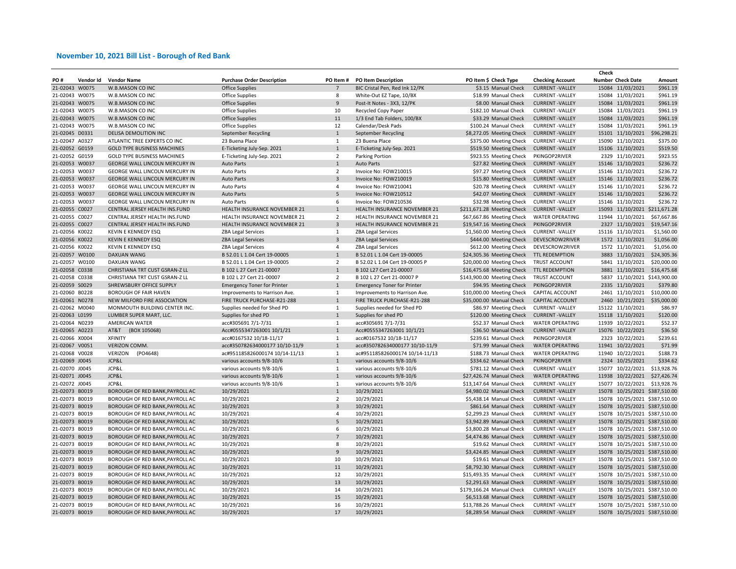## November 10, 2021 Bill List - Borough of Red Bank

| PO # | Vendor Id | Vendor Name | Purchase Order Description | PO Item # | PO Item Description | PO Item $ | Check Type | Checking Account | Check Number | Check Date | Amount |
|---|---|---|---|---|---|---|---|---|---|---|---|
| 21-02043 | W0075 | W.B.MASON CO INC | Office Supplies | 7 | BIC Cristal Pen, Red Ink 12/PK | $3.15 | Manual Check | CURRENT -VALLEY | 15084 | 11/03/2021 | $961.19 |
| 21-02043 | W0075 | W.B.MASON CO INC | Office Supplies | 8 | White-Out EZ Tape, 10/BX | $18.99 | Manual Check | CURRENT -VALLEY | 15084 | 11/03/2021 | $961.19 |
| 21-02043 | W0075 | W.B.MASON CO INC | Office Supplies | 9 | Post-It Notes - 3X3, 12/PK | $8.00 | Manual Check | CURRENT -VALLEY | 15084 | 11/03/2021 | $961.19 |
| 21-02043 | W0075 | W.B.MASON CO INC | Office Supplies | 10 | Recycled Copy Paper | $182.10 | Manual Check | CURRENT -VALLEY | 15084 | 11/03/2021 | $961.19 |
| 21-02043 | W0075 | W.B.MASON CO INC | Office Supplies | 11 | 1/3 End Tab Folders, 100/BX | $33.29 | Manual Check | CURRENT -VALLEY | 15084 | 11/03/2021 | $961.19 |
| 21-02043 | W0075 | W.B.MASON CO INC | Office Supplies | 12 | Calendar/Desk Pads | $100.24 | Manual Check | CURRENT -VALLEY | 15084 | 11/03/2021 | $961.19 |
| 21-02045 | D0331 | DELISA DEMOLITION INC | September Recycling | 1 | September Recycling | $8,272.05 | Meeting Check | CURRENT -VALLEY | 15101 | 11/10/2021 | $96,298.21 |
| 21-02047 | A0327 | ATLANTIC TREE EXPERTS CO INC | 23 Buena Place | 1 | 23 Buena Place | $375.00 | Meeting Check | CURRENT -VALLEY | 15090 | 11/10/2021 | $375.00 |
| 21-02052 | G0159 | GOLD TYPE BUSINESS MACHINES | E-Ticketing July-Sep. 2021 | 1 | E-Ticketing July-Sep. 2021 | $519.50 | Meeting Check | CURRENT -VALLEY | 15106 | 11/10/2021 | $519.50 |
| 21-02052 | G0159 | GOLD TYPE BUSINESS MACHINES | E-Ticketing July-Sep. 2021 | 2 | Parking Portion | $923.55 | Meeting Check | PKINGOP2RIVER | 2329 | 11/10/2021 | $923.55 |
| 21-02053 | W0037 | GEORGE WALL LINCOLN MERCURY IN | Auto Parts | 1 | Auto Parts | $27.82 | Meeting Check | CURRENT -VALLEY | 15146 | 11/10/2021 | $236.72 |
| 21-02053 | W0037 | GEORGE WALL LINCOLN MERCURY IN | Auto Parts | 2 | Invoice No: FOW210015 | $97.27 | Meeting Check | CURRENT -VALLEY | 15146 | 11/10/2021 | $236.72 |
| 21-02053 | W0037 | GEORGE WALL LINCOLN MERCURY IN | Auto Parts | 3 | Invoice No: FOW210019 | $15.80 | Meeting Check | CURRENT -VALLEY | 15146 | 11/10/2021 | $236.72 |
| 21-02053 | W0037 | GEORGE WALL LINCOLN MERCURY IN | Auto Parts | 4 | Invoice No: FOW210041 | $20.78 | Meeting Check | CURRENT -VALLEY | 15146 | 11/10/2021 | $236.72 |
| 21-02053 | W0037 | GEORGE WALL LINCOLN MERCURY IN | Auto Parts | 5 | Invoice No: FOW210512 | $42.07 | Meeting Check | CURRENT -VALLEY | 15146 | 11/10/2021 | $236.72 |
| 21-02053 | W0037 | GEORGE WALL LINCOLN MERCURY IN | Auto Parts | 6 | Invoice No: FOW210536 | $32.98 | Meeting Check | CURRENT -VALLEY | 15146 | 11/10/2021 | $236.72 |
| 21-02055 | C0027 | CENTRAL JERSEY HEALTH INS.FUND | HEALTH INSURANCE NOVEMBER 21 | 1 | HEALTH INSURANCE NOVEMBER 21 | $211,671.28 | Meeting Check | CURRENT -VALLEY | 15093 | 11/10/2021 | $211,671.28 |
| 21-02055 | C0027 | CENTRAL JERSEY HEALTH INS.FUND | HEALTH INSURANCE NOVEMBER 21 | 2 | HEALTH INSURANCE NOVEMBER 21 | $67,667.86 | Meeting Check | WATER OPERATING | 11944 | 11/10/2021 | $67,667.86 |
| 21-02055 | C0027 | CENTRAL JERSEY HEALTH INS.FUND | HEALTH INSURANCE NOVEMBER 21 | 3 | HEALTH INSURANCE NOVEMBER 21 | $19,547.16 | Meeting Check | PKINGOP2RIVER | 2327 | 11/10/2021 | $19,547.16 |
| 21-02056 | K0022 | KEVIN E KENNEDY ESQ | ZBA Legal Services | 1 | ZBA Legal Services | $1,560.00 | Meeting Check | CURRENT -VALLEY | 15116 | 11/10/2021 | $1,560.00 |
| 21-02056 | K0022 | KEVIN E KENNEDY ESQ | ZBA Legal Services | 3 | ZBA Legal Services | $444.00 | Meeting Check | DEVESCROW2RIVER | 1572 | 11/10/2021 | $1,056.00 |
| 21-02056 | K0022 | KEVIN E KENNEDY ESQ | ZBA Legal Services | 4 | ZBA Legal Services | $612.00 | Meeting Check | DEVESCROW2RIVER | 1572 | 11/10/2021 | $1,056.00 |
| 21-02057 | W0100 | DAXUAN WANG | B 52.01 L 1.04 Cert 19-00005 | 1 | B 52.01 L 1.04 Cert 19-00005 | $24,305.36 | Meeting Check | TTL REDEMPTION | 3883 | 11/10/2021 | $24,305.36 |
| 21-02057 | W0100 | DAXUAN WANG | B 52.01 L 1.04 Cert 19-00005 | 2 | B 52.01 L 1.04 Cert 19-00005 P | $20,000.00 | Meeting Check | TRUST ACCOUNT | 5841 | 11/10/2021 | $20,000.00 |
| 21-02058 | C0338 | CHRISTIANA TRT CUST GSRAN-Z LL | B 102 L 27 Cert 21-00007 | 1 | B 102 L27 Cert 21-00007 | $16,475.68 | Meeting Check | TTL REDEMPTION | 3881 | 11/10/2021 | $16,475.68 |
| 21-02058 | C0338 | CHRISTIANA TRT CUST GSRAN-Z LL | B 102 L 27 Cert 21-00007 | 2 | B 102 L 27 Cert 21-00007 P | $143,900.00 | Meeting Check | TRUST ACCOUNT | 5837 | 11/10/2021 | $143,900.00 |
| 21-02059 | S0029 | SHREWSBURY OFFICE SUPPLY | Emergency Toner for Printer | 1 | Emergency Toner for Printer | $94.95 | Meeting Check | PKINGOP2RIVER | 2335 | 11/10/2021 | $379.80 |
| 21-02060 | B0228 | BOROUGH OF FAIR HAVEN | Improvements to Harrison Ave. | 1 | Improvements to Harrison Ave. | $10,000.00 | Meeting Check | CAPITAL ACCOUNT | 2461 | 11/10/2021 | $10,000.00 |
| 21-02061 | N0278 | NEW MILFORD FIRE ASSOCIATION | FIRE TRUCK PURCHASE-R21-288 | 1 | FIRE TRUCK PURCHASE-R21-288 | $35,000.00 | Manual Check | CAPITAL ACCOUNT | 2460 | 10/21/2021 | $35,000.00 |
| 21-02062 | M0040 | MONMOUTH BUILDING CENTER INC. | Supplies needed for Shed PD | 1 | Supplies needed for Shed PD | $86.97 | Meeting Check | CURRENT -VALLEY | 15122 | 11/10/2021 | $86.97 |
| 21-02063 | L0199 | LUMBER SUPER MART, LLC. | Supplies for shed PD | 1 | Supplies for shed PD | $120.00 | Meeting Check | CURRENT -VALLEY | 15118 | 11/10/2021 | $120.00 |
| 21-02064 | N0239 | AMERICAN WATER | acc#305691 7/1-7/31 | 1 | acc#305691 7/1-7/31 | $52.37 | Manual Check | WATER OPERATING | 11939 | 10/22/2021 | $52.37 |
| 21-02065 | A0223 | AT&T (BOX 105068) | Acc#0555347263001 10/1/21 | 1 | Acc#0555347263001 10/1/21 | $36.50 | Manual Check | CURRENT -VALLEY | 15076 | 10/22/2021 | $36.50 |
| 21-02066 | X0004 | XFINITY | acc#0167532 10/18-11/17 | 1 | acc#0167532 10/18-11/17 | $239.61 | Manual Check | PKINGOP2RIVER | 2323 | 10/22/2021 | $239.61 |
| 21-02067 | V0051 | VERIZON COMM. | acc#350782634000177 10/10-11/9 | 1 | acc#350782634000177 10/10-11/9 | $71.99 | Manual Check | WATER OPERATING | 11941 | 10/22/2021 | $71.99 |
| 21-02068 | V0028 | VERIZON (PO4648) | ac#951185826000174 10/14-11/13 | 1 | ac#951185826000174 10/14-11/13 | $188.73 | Manual Check | WATER OPERATING | 11940 | 10/22/2021 | $188.73 |
| 21-02069 | J0045 | JCP&L | various accounts 9/8-10/6 | 1 | various accounts 9/8-10/6 | $334.62 | Manual Check | PKINGOP2RIVER | 2324 | 10/25/2021 | $334.62 |
| 21-02070 | J0045 | JCP&L | various accounts 9/8-10/6 | 1 | various accounts 9/8-10/6 | $781.12 | Manual Check | CURRENT -VALLEY | 15077 | 10/22/2021 | $13,928.76 |
| 21-02071 | J0045 | JCP&L | various accounts 9/8-10/6 | 1 | various accounts 9/8-10/6 | $27,426.74 | Manual Check | WATER OPERATING | 11938 | 10/22/2021 | $27,426.74 |
| 21-02072 | J0045 | JCP&L | various accounts 9/8-10/6 | 1 | various accounts 9/8-10/6 | $13,147.64 | Manual Check | CURRENT -VALLEY | 15077 | 10/22/2021 | $13,928.76 |
| 21-02073 | B0019 | BOROUGH OF RED BANK,PAYROLL AC | 10/29/2021 | 1 | 10/29/2021 | $4,980.02 | Manual Check | CURRENT -VALLEY | 15078 | 10/25/2021 | $387,510.00 |
| 21-02073 | B0019 | BOROUGH OF RED BANK,PAYROLL AC | 10/29/2021 | 2 | 10/29/2021 | $5,438.14 | Manual Check | CURRENT -VALLEY | 15078 | 10/25/2021 | $387,510.00 |
| 21-02073 | B0019 | BOROUGH OF RED BANK,PAYROLL AC | 10/29/2021 | 3 | 10/29/2021 | $861.64 | Manual Check | CURRENT -VALLEY | 15078 | 10/25/2021 | $387,510.00 |
| 21-02073 | B0019 | BOROUGH OF RED BANK,PAYROLL AC | 10/29/2021 | 4 | 10/29/2021 | $2,299.23 | Manual Check | CURRENT -VALLEY | 15078 | 10/25/2021 | $387,510.00 |
| 21-02073 | B0019 | BOROUGH OF RED BANK,PAYROLL AC | 10/29/2021 | 5 | 10/29/2021 | $3,942.89 | Manual Check | CURRENT -VALLEY | 15078 | 10/25/2021 | $387,510.00 |
| 21-02073 | B0019 | BOROUGH OF RED BANK,PAYROLL AC | 10/29/2021 | 6 | 10/29/2021 | $3,800.28 | Manual Check | CURRENT -VALLEY | 15078 | 10/25/2021 | $387,510.00 |
| 21-02073 | B0019 | BOROUGH OF RED BANK,PAYROLL AC | 10/29/2021 | 7 | 10/29/2021 | $4,474.86 | Manual Check | CURRENT -VALLEY | 15078 | 10/25/2021 | $387,510.00 |
| 21-02073 | B0019 | BOROUGH OF RED BANK,PAYROLL AC | 10/29/2021 | 8 | 10/29/2021 | $19.62 | Manual Check | CURRENT -VALLEY | 15078 | 10/25/2021 | $387,510.00 |
| 21-02073 | B0019 | BOROUGH OF RED BANK,PAYROLL AC | 10/29/2021 | 9 | 10/29/2021 | $3,424.85 | Manual Check | CURRENT -VALLEY | 15078 | 10/25/2021 | $387,510.00 |
| 21-02073 | B0019 | BOROUGH OF RED BANK,PAYROLL AC | 10/29/2021 | 10 | 10/29/2021 | $19.61 | Manual Check | CURRENT -VALLEY | 15078 | 10/25/2021 | $387,510.00 |
| 21-02073 | B0019 | BOROUGH OF RED BANK,PAYROLL AC | 10/29/2021 | 11 | 10/29/2021 | $8,792.30 | Manual Check | CURRENT -VALLEY | 15078 | 10/25/2021 | $387,510.00 |
| 21-02073 | B0019 | BOROUGH OF RED BANK,PAYROLL AC | 10/29/2021 | 12 | 10/29/2021 | $15,493.35 | Manual Check | CURRENT -VALLEY | 15078 | 10/25/2021 | $387,510.00 |
| 21-02073 | B0019 | BOROUGH OF RED BANK,PAYROLL AC | 10/29/2021 | 13 | 10/29/2021 | $2,291.63 | Manual Check | CURRENT -VALLEY | 15078 | 10/25/2021 | $387,510.00 |
| 21-02073 | B0019 | BOROUGH OF RED BANK,PAYROLL AC | 10/29/2021 | 14 | 10/29/2021 | $179,166.24 | Manual Check | CURRENT -VALLEY | 15078 | 10/25/2021 | $387,510.00 |
| 21-02073 | B0019 | BOROUGH OF RED BANK,PAYROLL AC | 10/29/2021 | 15 | 10/29/2021 | $6,513.68 | Manual Check | CURRENT -VALLEY | 15078 | 10/25/2021 | $387,510.00 |
| 21-02073 | B0019 | BOROUGH OF RED BANK,PAYROLL AC | 10/29/2021 | 16 | 10/29/2021 | $13,788.26 | Manual Check | CURRENT -VALLEY | 15078 | 10/25/2021 | $387,510.00 |
| 21-02073 | B0019 | BOROUGH OF RED BANK,PAYROLL AC | 10/29/2021 | 17 | 10/29/2021 | $8,289.54 | Manual Check | CURRENT -VALLEY | 15078 | 10/25/2021 | $387,510.00 |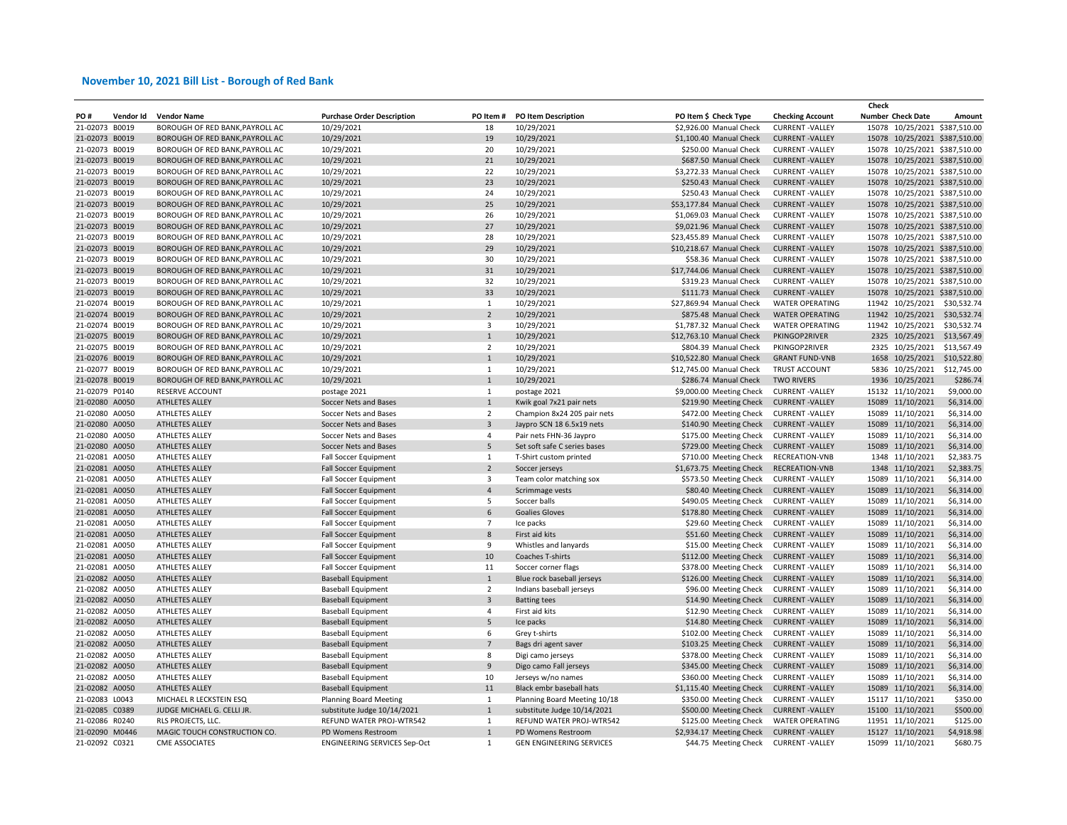## November 10, 2021 Bill List - Borough of Red Bank

| PO # | Vendor Id | Vendor Name | Purchase Order Description | PO Item # | PO Item Description | PO Item $ | Check Type | Checking Account | Check Number | Check Date | Amount |
|---|---|---|---|---|---|---|---|---|---|---|---|
| 21-02073 | B0019 | BOROUGH OF RED BANK,PAYROLL AC | 10/29/2021 | 18 | 10/29/2021 | $2,926.00 | Manual Check | CURRENT -VALLEY | 15078 | 10/25/2021 | $387,510.00 |
| 21-02073 | B0019 | BOROUGH OF RED BANK,PAYROLL AC | 10/29/2021 | 19 | 10/29/2021 | $1,100.40 | Manual Check | CURRENT -VALLEY | 15078 | 10/25/2021 | $387,510.00 |
| 21-02073 | B0019 | BOROUGH OF RED BANK,PAYROLL AC | 10/29/2021 | 20 | 10/29/2021 | $250.00 | Manual Check | CURRENT -VALLEY | 15078 | 10/25/2021 | $387,510.00 |
| 21-02073 | B0019 | BOROUGH OF RED BANK,PAYROLL AC | 10/29/2021 | 21 | 10/29/2021 | $687.50 | Manual Check | CURRENT -VALLEY | 15078 | 10/25/2021 | $387,510.00 |
| 21-02073 | B0019 | BOROUGH OF RED BANK,PAYROLL AC | 10/29/2021 | 22 | 10/29/2021 | $3,272.33 | Manual Check | CURRENT -VALLEY | 15078 | 10/25/2021 | $387,510.00 |
| 21-02073 | B0019 | BOROUGH OF RED BANK,PAYROLL AC | 10/29/2021 | 23 | 10/29/2021 | $250.43 | Manual Check | CURRENT -VALLEY | 15078 | 10/25/2021 | $387,510.00 |
| 21-02073 | B0019 | BOROUGH OF RED BANK,PAYROLL AC | 10/29/2021 | 24 | 10/29/2021 | $250.43 | Manual Check | CURRENT -VALLEY | 15078 | 10/25/2021 | $387,510.00 |
| 21-02073 | B0019 | BOROUGH OF RED BANK,PAYROLL AC | 10/29/2021 | 25 | 10/29/2021 | $53,177.84 | Manual Check | CURRENT -VALLEY | 15078 | 10/25/2021 | $387,510.00 |
| 21-02073 | B0019 | BOROUGH OF RED BANK,PAYROLL AC | 10/29/2021 | 26 | 10/29/2021 | $1,069.03 | Manual Check | CURRENT -VALLEY | 15078 | 10/25/2021 | $387,510.00 |
| 21-02073 | B0019 | BOROUGH OF RED BANK,PAYROLL AC | 10/29/2021 | 27 | 10/29/2021 | $9,021.96 | Manual Check | CURRENT -VALLEY | 15078 | 10/25/2021 | $387,510.00 |
| 21-02073 | B0019 | BOROUGH OF RED BANK,PAYROLL AC | 10/29/2021 | 28 | 10/29/2021 | $23,455.89 | Manual Check | CURRENT -VALLEY | 15078 | 10/25/2021 | $387,510.00 |
| 21-02073 | B0019 | BOROUGH OF RED BANK,PAYROLL AC | 10/29/2021 | 29 | 10/29/2021 | $10,218.67 | Manual Check | CURRENT -VALLEY | 15078 | 10/25/2021 | $387,510.00 |
| 21-02073 | B0019 | BOROUGH OF RED BANK,PAYROLL AC | 10/29/2021 | 30 | 10/29/2021 | $58.36 | Manual Check | CURRENT -VALLEY | 15078 | 10/25/2021 | $387,510.00 |
| 21-02073 | B0019 | BOROUGH OF RED BANK,PAYROLL AC | 10/29/2021 | 31 | 10/29/2021 | $17,744.06 | Manual Check | CURRENT -VALLEY | 15078 | 10/25/2021 | $387,510.00 |
| 21-02073 | B0019 | BOROUGH OF RED BANK,PAYROLL AC | 10/29/2021 | 32 | 10/29/2021 | $319.23 | Manual Check | CURRENT -VALLEY | 15078 | 10/25/2021 | $387,510.00 |
| 21-02073 | B0019 | BOROUGH OF RED BANK,PAYROLL AC | 10/29/2021 | 33 | 10/29/2021 | $111.73 | Manual Check | CURRENT -VALLEY | 15078 | 10/25/2021 | $387,510.00 |
| 21-02074 | B0019 | BOROUGH OF RED BANK,PAYROLL AC | 10/29/2021 | 1 | 10/29/2021 | $27,869.94 | Manual Check | WATER OPERATING | 11942 | 10/25/2021 | $30,532.74 |
| 21-02074 | B0019 | BOROUGH OF RED BANK,PAYROLL AC | 10/29/2021 | 2 | 10/29/2021 | $875.48 | Manual Check | WATER OPERATING | 11942 | 10/25/2021 | $30,532.74 |
| 21-02074 | B0019 | BOROUGH OF RED BANK,PAYROLL AC | 10/29/2021 | 3 | 10/29/2021 | $1,787.32 | Manual Check | WATER OPERATING | 11942 | 10/25/2021 | $30,532.74 |
| 21-02075 | B0019 | BOROUGH OF RED BANK,PAYROLL AC | 10/29/2021 | 1 | 10/29/2021 | $12,763.10 | Manual Check | PKINGOP2RIVER | 2325 | 10/25/2021 | $13,567.49 |
| 21-02075 | B0019 | BOROUGH OF RED BANK,PAYROLL AC | 10/29/2021 | 2 | 10/29/2021 | $804.39 | Manual Check | PKINGOP2RIVER | 2325 | 10/25/2021 | $13,567.49 |
| 21-02076 | B0019 | BOROUGH OF RED BANK,PAYROLL AC | 10/29/2021 | 1 | 10/29/2021 | $10,522.80 | Manual Check | GRANT FUND-VNB | 1658 | 10/25/2021 | $10,522.80 |
| 21-02077 | B0019 | BOROUGH OF RED BANK,PAYROLL AC | 10/29/2021 | 1 | 10/29/2021 | $12,745.00 | Manual Check | TRUST ACCOUNT | 5836 | 10/25/2021 | $12,745.00 |
| 21-02078 | B0019 | BOROUGH OF RED BANK,PAYROLL AC | 10/29/2021 | 1 | 10/29/2021 | $286.74 | Manual Check | TWO RIVERS | 1936 | 10/25/2021 | $286.74 |
| 21-02079 | P0140 | RESERVE ACCOUNT | postage 2021 | 1 | postage 2021 | $9,000.00 | Meeting Check | CURRENT -VALLEY | 15132 | 11/10/2021 | $9,000.00 |
| 21-02080 | A0050 | ATHLETES ALLEY | Soccer Nets and Bases | 1 | Kwik goal 7x21 pair nets | $219.90 | Meeting Check | CURRENT -VALLEY | 15089 | 11/10/2021 | $6,314.00 |
| 21-02080 | A0050 | ATHLETES ALLEY | Soccer Nets and Bases | 2 | Champion 8x24 205 pair nets | $472.00 | Meeting Check | CURRENT -VALLEY | 15089 | 11/10/2021 | $6,314.00 |
| 21-02080 | A0050 | ATHLETES ALLEY | Soccer Nets and Bases | 3 | Jaypro SCN 18 6.5x19 nets | $140.90 | Meeting Check | CURRENT -VALLEY | 15089 | 11/10/2021 | $6,314.00 |
| 21-02080 | A0050 | ATHLETES ALLEY | Soccer Nets and Bases | 4 | Pair nets FHN-36 Jaypro | $175.00 | Meeting Check | CURRENT -VALLEY | 15089 | 11/10/2021 | $6,314.00 |
| 21-02080 | A0050 | ATHLETES ALLEY | Soccer Nets and Bases | 5 | Set soft safe C series bases | $729.00 | Meeting Check | CURRENT -VALLEY | 15089 | 11/10/2021 | $6,314.00 |
| 21-02081 | A0050 | ATHLETES ALLEY | Fall Soccer Equipment | 1 | T-Shirt custom printed | $710.00 | Meeting Check | RECREATION-VNB | 1348 | 11/10/2021 | $2,383.75 |
| 21-02081 | A0050 | ATHLETES ALLEY | Fall Soccer Equipment | 2 | Soccer jerseys | $1,673.75 | Meeting Check | RECREATION-VNB | 1348 | 11/10/2021 | $2,383.75 |
| 21-02081 | A0050 | ATHLETES ALLEY | Fall Soccer Equipment | 3 | Team color matching sox | $573.50 | Meeting Check | CURRENT -VALLEY | 15089 | 11/10/2021 | $6,314.00 |
| 21-02081 | A0050 | ATHLETES ALLEY | Fall Soccer Equipment | 4 | Scrimmage vests | $80.40 | Meeting Check | CURRENT -VALLEY | 15089 | 11/10/2021 | $6,314.00 |
| 21-02081 | A0050 | ATHLETES ALLEY | Fall Soccer Equipment | 5 | Soccer balls | $490.05 | Meeting Check | CURRENT -VALLEY | 15089 | 11/10/2021 | $6,314.00 |
| 21-02081 | A0050 | ATHLETES ALLEY | Fall Soccer Equipment | 6 | Goalies Gloves | $178.80 | Meeting Check | CURRENT -VALLEY | 15089 | 11/10/2021 | $6,314.00 |
| 21-02081 | A0050 | ATHLETES ALLEY | Fall Soccer Equipment | 7 | Ice packs | $29.60 | Meeting Check | CURRENT -VALLEY | 15089 | 11/10/2021 | $6,314.00 |
| 21-02081 | A0050 | ATHLETES ALLEY | Fall Soccer Equipment | 8 | First aid kits | $51.60 | Meeting Check | CURRENT -VALLEY | 15089 | 11/10/2021 | $6,314.00 |
| 21-02081 | A0050 | ATHLETES ALLEY | Fall Soccer Equipment | 9 | Whistles and lanyards | $15.00 | Meeting Check | CURRENT -VALLEY | 15089 | 11/10/2021 | $6,314.00 |
| 21-02081 | A0050 | ATHLETES ALLEY | Fall Soccer Equipment | 10 | Coaches T-shirts | $112.00 | Meeting Check | CURRENT -VALLEY | 15089 | 11/10/2021 | $6,314.00 |
| 21-02081 | A0050 | ATHLETES ALLEY | Fall Soccer Equipment | 11 | Soccer corner flags | $378.00 | Meeting Check | CURRENT -VALLEY | 15089 | 11/10/2021 | $6,314.00 |
| 21-02082 | A0050 | ATHLETES ALLEY | Baseball Equipment | 1 | Blue rock baseball jerseys | $126.00 | Meeting Check | CURRENT -VALLEY | 15089 | 11/10/2021 | $6,314.00 |
| 21-02082 | A0050 | ATHLETES ALLEY | Baseball Equipment | 2 | Indians baseball jerseys | $96.00 | Meeting Check | CURRENT -VALLEY | 15089 | 11/10/2021 | $6,314.00 |
| 21-02082 | A0050 | ATHLETES ALLEY | Baseball Equipment | 3 | Batting tees | $14.90 | Meeting Check | CURRENT -VALLEY | 15089 | 11/10/2021 | $6,314.00 |
| 21-02082 | A0050 | ATHLETES ALLEY | Baseball Equipment | 4 | First aid kits | $12.90 | Meeting Check | CURRENT -VALLEY | 15089 | 11/10/2021 | $6,314.00 |
| 21-02082 | A0050 | ATHLETES ALLEY | Baseball Equipment | 5 | Ice packs | $14.80 | Meeting Check | CURRENT -VALLEY | 15089 | 11/10/2021 | $6,314.00 |
| 21-02082 | A0050 | ATHLETES ALLEY | Baseball Equipment | 6 | Grey t-shirts | $102.00 | Meeting Check | CURRENT -VALLEY | 15089 | 11/10/2021 | $6,314.00 |
| 21-02082 | A0050 | ATHLETES ALLEY | Baseball Equipment | 7 | Bags dri agent saver | $103.25 | Meeting Check | CURRENT -VALLEY | 15089 | 11/10/2021 | $6,314.00 |
| 21-02082 | A0050 | ATHLETES ALLEY | Baseball Equipment | 8 | Digi camo jerseys | $378.00 | Meeting Check | CURRENT -VALLEY | 15089 | 11/10/2021 | $6,314.00 |
| 21-02082 | A0050 | ATHLETES ALLEY | Baseball Equipment | 9 | Digo camo Fall jerseys | $345.00 | Meeting Check | CURRENT -VALLEY | 15089 | 11/10/2021 | $6,314.00 |
| 21-02082 | A0050 | ATHLETES ALLEY | Baseball Equipment | 10 | Jerseys w/no names | $360.00 | Meeting Check | CURRENT -VALLEY | 15089 | 11/10/2021 | $6,314.00 |
| 21-02082 | A0050 | ATHLETES ALLEY | Baseball Equipment | 11 | Black embr baseball hats | $1,115.40 | Meeting Check | CURRENT -VALLEY | 15089 | 11/10/2021 | $6,314.00 |
| 21-02083 | L0043 | MICHAEL R LECKSTEIN ESQ | Planning Board Meeting | 1 | Planning Board Meeting 10/18 | $350.00 | Meeting Check | CURRENT -VALLEY | 15117 | 11/10/2021 | $350.00 |
| 21-02085 | C0389 | JUDGE MICHAEL G. CELLI JR. | substitute Judge 10/14/2021 | 1 | substitute Judge 10/14/2021 | $500.00 | Meeting Check | CURRENT -VALLEY | 15100 | 11/10/2021 | $500.00 |
| 21-02086 | R0240 | RLS PROJECTS, LLC. | REFUND WATER PROJ-WTR542 | 1 | REFUND WATER PROJ-WTR542 | $125.00 | Meeting Check | WATER OPERATING | 11951 | 11/10/2021 | $125.00 |
| 21-02090 | M0446 | MAGIC TOUCH CONSTRUCTION CO. | PD Womens Restroom | 1 | PD Womens Restroom | $2,934.17 | Meeting Check | CURRENT -VALLEY | 15127 | 11/10/2021 | $4,918.98 |
| 21-02092 | C0321 | CME ASSOCIATES | ENGINEERING SERVICES Sep-Oct | 1 | GEN ENGINEERING SERVICES | $44.75 | Meeting Check | CURRENT -VALLEY | 15099 | 11/10/2021 | $680.75 |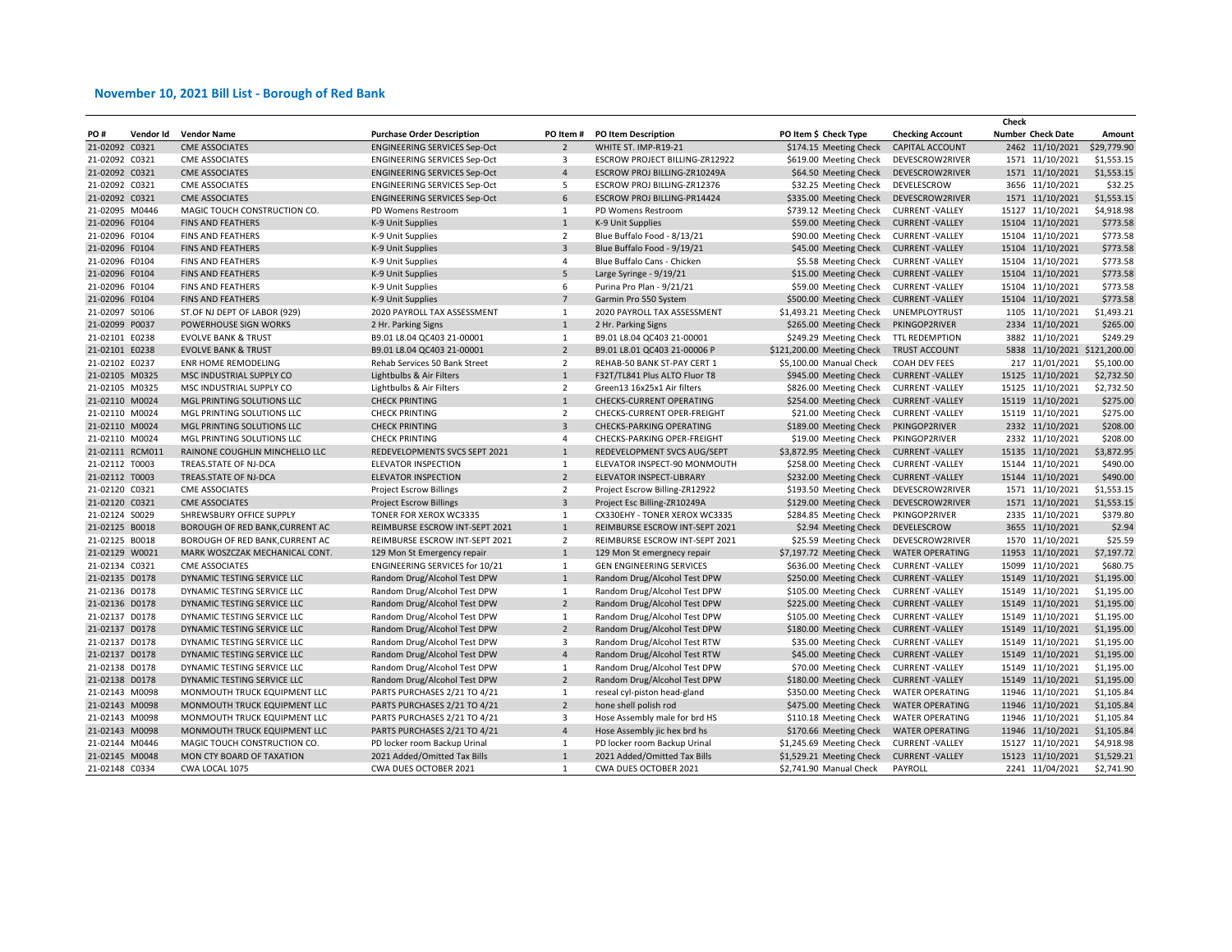## November 10, 2021 Bill List - Borough of Red Bank

| PO # | Vendor Id | Vendor Name | Purchase Order Description | PO Item # | PO Item Description | PO Item $ | Check Type | Checking Account | Check Number | Check Date | Amount |
|---|---|---|---|---|---|---|---|---|---|---|---|
| 21-02092 | C0321 | CME ASSOCIATES | ENGINEERING SERVICES Sep-Oct | 2 | WHITE ST. IMP-R19-21 | $174.15 | Meeting Check | CAPITAL ACCOUNT | 2462 | 11/10/2021 | $29,779.90 |
| 21-02092 | C0321 | CME ASSOCIATES | ENGINEERING SERVICES Sep-Oct | 3 | ESCROW PROJECT BILLING-ZR12922 | $619.00 | Meeting Check | DEVESCROW2RIVER | 1571 | 11/10/2021 | $1,553.15 |
| 21-02092 | C0321 | CME ASSOCIATES | ENGINEERING SERVICES Sep-Oct | 4 | ESCROW PROJ BILLING-ZR10249A | $64.50 | Meeting Check | DEVESCROW2RIVER | 1571 | 11/10/2021 | $1,553.15 |
| 21-02092 | C0321 | CME ASSOCIATES | ENGINEERING SERVICES Sep-Oct | 5 | ESCROW PROJ BILLING-ZR12376 | $32.25 | Meeting Check | DEVELESCROW | 3656 | 11/10/2021 | $32.25 |
| 21-02092 | C0321 | CME ASSOCIATES | ENGINEERING SERVICES Sep-Oct | 6 | ESCROW PROJ BILLING-PR14424 | $335.00 | Meeting Check | DEVESCROW2RIVER | 1571 | 11/10/2021 | $1,553.15 |
| 21-02095 | M0446 | MAGIC TOUCH CONSTRUCTION CO. | PD Womens Restroom | 1 | PD Womens Restroom | $739.12 | Meeting Check | CURRENT -VALLEY | 15127 | 11/10/2021 | $4,918.98 |
| 21-02096 | F0104 | FINS AND FEATHERS | K-9 Unit Supplies | 1 | K-9 Unit Supplies | $59.00 | Meeting Check | CURRENT -VALLEY | 15104 | 11/10/2021 | $773.58 |
| 21-02096 | F0104 | FINS AND FEATHERS | K-9 Unit Supplies | 2 | Blue Buffalo Food - 8/13/21 | $90.00 | Meeting Check | CURRENT -VALLEY | 15104 | 11/10/2021 | $773.58 |
| 21-02096 | F0104 | FINS AND FEATHERS | K-9 Unit Supplies | 3 | Blue Buffalo Food - 9/19/21 | $45.00 | Meeting Check | CURRENT -VALLEY | 15104 | 11/10/2021 | $773.58 |
| 21-02096 | F0104 | FINS AND FEATHERS | K-9 Unit Supplies | 4 | Blue Buffalo Cans - Chicken | $5.58 | Meeting Check | CURRENT -VALLEY | 15104 | 11/10/2021 | $773.58 |
| 21-02096 | F0104 | FINS AND FEATHERS | K-9 Unit Supplies | 5 | Large Syringe - 9/19/21 | $15.00 | Meeting Check | CURRENT -VALLEY | 15104 | 11/10/2021 | $773.58 |
| 21-02096 | F0104 | FINS AND FEATHERS | K-9 Unit Supplies | 6 | Purina Pro Plan - 9/21/21 | $59.00 | Meeting Check | CURRENT -VALLEY | 15104 | 11/10/2021 | $773.58 |
| 21-02096 | F0104 | FINS AND FEATHERS | K-9 Unit Supplies | 7 | Garmin Pro 550 System | $500.00 | Meeting Check | CURRENT -VALLEY | 15104 | 11/10/2021 | $773.58 |
| 21-02097 | S0106 | ST.OF NJ DEPT OF LABOR (929) | 2020 PAYROLL TAX ASSESSMENT | 1 | 2020 PAYROLL TAX ASSESSMENT | $1,493.21 | Meeting Check | UNEMPLOYTRUST | 1105 | 11/10/2021 | $1,493.21 |
| 21-02099 | P0037 | POWERHOUSE SIGN WORKS | 2 Hr. Parking Signs | 1 | 2 Hr. Parking Signs | $265.00 | Meeting Check | PKINGOP2RIVER | 2334 | 11/10/2021 | $265.00 |
| 21-02101 | E0238 | EVOLVE BANK & TRUST | B9.01 L8.04 QC403 21-00001 | 1 | B9.01 L8.04 QC403 21-00001 | $249.29 | Meeting Check | TTL REDEMPTION | 3882 | 11/10/2021 | $249.29 |
| 21-02101 | E0238 | EVOLVE BANK & TRUST | B9.01 L8.04 QC403 21-00001 | 2 | B9.01 L8.01 QC403 21-00006 P | $121,200.00 | Meeting Check | TRUST ACCOUNT | 5838 | 11/10/2021 | $121,200.00 |
| 21-02102 | E0237 | ENR HOME REMODELING | Rehab Services 50 Bank Street | 2 | REHAB-50 BANK ST-PAY CERT 1 | $5,100.00 | Manual Check | COAH DEV FEES | 217 | 11/01/2021 | $5,100.00 |
| 21-02105 | M0325 | MSC INDUSTRIAL SUPPLY CO | Lightbulbs & Air Filters | 1 | F32T/TL841 Plus ALTO Fluor T8 | $945.00 | Meeting Check | CURRENT -VALLEY | 15125 | 11/10/2021 | $2,732.50 |
| 21-02105 | M0325 | MSC INDUSTRIAL SUPPLY CO | Lightbulbs & Air Filters | 2 | Green13 16x25x1 Air filters | $826.00 | Meeting Check | CURRENT -VALLEY | 15125 | 11/10/2021 | $2,732.50 |
| 21-02110 | M0024 | MGL PRINTING SOLUTIONS LLC | CHECK PRINTING | 1 | CHECKS-CURRENT OPERATING | $254.00 | Meeting Check | CURRENT -VALLEY | 15119 | 11/10/2021 | $275.00 |
| 21-02110 | M0024 | MGL PRINTING SOLUTIONS LLC | CHECK PRINTING | 2 | CHECKS-CURRENT OPER-FREIGHT | $21.00 | Meeting Check | CURRENT -VALLEY | 15119 | 11/10/2021 | $275.00 |
| 21-02110 | M0024 | MGL PRINTING SOLUTIONS LLC | CHECK PRINTING | 3 | CHECKS-PARKING OPERATING | $189.00 | Meeting Check | PKINGOP2RIVER | 2332 | 11/10/2021 | $208.00 |
| 21-02110 | M0024 | MGL PRINTING SOLUTIONS LLC | CHECK PRINTING | 4 | CHECKS-PARKING OPER-FREIGHT | $19.00 | Meeting Check | PKINGOP2RIVER | 2332 | 11/10/2021 | $208.00 |
| 21-02111 | RCM011 | RAINONE COUGHLIN MINCHELLO LLC | REDEVELOPMENTS SVCS SEPT 2021 | 1 | REDEVELOPMENT SVCS AUG/SEPT | $3,872.95 | Meeting Check | CURRENT -VALLEY | 15135 | 11/10/2021 | $3,872.95 |
| 21-02112 | T0003 | TREAS.STATE OF NJ-DCA | ELEVATOR INSPECTION | 1 | ELEVATOR INSPECT-90 MONMOUTH | $258.00 | Meeting Check | CURRENT -VALLEY | 15144 | 11/10/2021 | $490.00 |
| 21-02112 | T0003 | TREAS.STATE OF NJ-DCA | ELEVATOR INSPECTION | 2 | ELEVATOR INSPECT-LIBRARY | $232.00 | Meeting Check | CURRENT -VALLEY | 15144 | 11/10/2021 | $490.00 |
| 21-02120 | C0321 | CME ASSOCIATES | Project Escrow Billings | 2 | Project Escrow Billing-ZR12922 | $193.50 | Meeting Check | DEVESCROW2RIVER | 1571 | 11/10/2021 | $1,553.15 |
| 21-02120 | C0321 | CME ASSOCIATES | Project Escrow Billings | 3 | Project Esc Billing-ZR10249A | $129.00 | Meeting Check | DEVESCROW2RIVER | 1571 | 11/10/2021 | $1,553.15 |
| 21-02124 | S0029 | SHREWSBURY OFFICE SUPPLY | TONER FOR XEROX WC3335 | 1 | CX330EHY - TONER XEROX WC3335 | $284.85 | Meeting Check | PKINGOP2RIVER | 2335 | 11/10/2021 | $379.80 |
| 21-02125 | B0018 | BOROUGH OF RED BANK,CURRENT AC | REIMBURSE ESCROW INT-SEPT 2021 | 1 | REIMBURSE ESCROW INT-SEPT 2021 | $2.94 | Meeting Check | DEVELESCROW | 3655 | 11/10/2021 | $2.94 |
| 21-02125 | B0018 | BOROUGH OF RED BANK,CURRENT AC | REIMBURSE ESCROW INT-SEPT 2021 | 2 | REIMBURSE ESCROW INT-SEPT 2021 | $25.59 | Meeting Check | DEVESCROW2RIVER | 1570 | 11/10/2021 | $25.59 |
| 21-02129 | W0021 | MARK WOSZCZAK MECHANICAL CONT. | 129 Mon St Emergency repair | 1 | 129 Mon St emergnecy repair | $7,197.72 | Meeting Check | WATER OPERATING | 11953 | 11/10/2021 | $7,197.72 |
| 21-02134 | C0321 | CME ASSOCIATES | ENGINEERING SERVICES for 10/21 | 1 | GEN ENGINEERING SERVICES | $636.00 | Meeting Check | CURRENT -VALLEY | 15099 | 11/10/2021 | $680.75 |
| 21-02135 | D0178 | DYNAMIC TESTING SERVICE LLC | Random Drug/Alcohol Test DPW | 1 | Random Drug/Alcohol Test DPW | $250.00 | Meeting Check | CURRENT -VALLEY | 15149 | 11/10/2021 | $1,195.00 |
| 21-02136 | D0178 | DYNAMIC TESTING SERVICE LLC | Random Drug/Alcohol Test DPW | 1 | Random Drug/Alcohol Test DPW | $105.00 | Meeting Check | CURRENT -VALLEY | 15149 | 11/10/2021 | $1,195.00 |
| 21-02136 | D0178 | DYNAMIC TESTING SERVICE LLC | Random Drug/Alcohol Test DPW | 2 | Random Drug/Alcohol Test DPW | $225.00 | Meeting Check | CURRENT -VALLEY | 15149 | 11/10/2021 | $1,195.00 |
| 21-02137 | D0178 | DYNAMIC TESTING SERVICE LLC | Random Drug/Alcohol Test DPW | 1 | Random Drug/Alcohol Test DPW | $105.00 | Meeting Check | CURRENT -VALLEY | 15149 | 11/10/2021 | $1,195.00 |
| 21-02137 | D0178 | DYNAMIC TESTING SERVICE LLC | Random Drug/Alcohol Test DPW | 2 | Random Drug/Alcohol Test DPW | $180.00 | Meeting Check | CURRENT -VALLEY | 15149 | 11/10/2021 | $1,195.00 |
| 21-02137 | D0178 | DYNAMIC TESTING SERVICE LLC | Random Drug/Alcohol Test DPW | 3 | Random Drug/Alcohol Test RTW | $35.00 | Meeting Check | CURRENT -VALLEY | 15149 | 11/10/2021 | $1,195.00 |
| 21-02137 | D0178 | DYNAMIC TESTING SERVICE LLC | Random Drug/Alcohol Test DPW | 4 | Random Drug/Alcohol Test RTW | $45.00 | Meeting Check | CURRENT -VALLEY | 15149 | 11/10/2021 | $1,195.00 |
| 21-02138 | D0178 | DYNAMIC TESTING SERVICE LLC | Random Drug/Alcohol Test DPW | 1 | Random Drug/Alcohol Test DPW | $70.00 | Meeting Check | CURRENT -VALLEY | 15149 | 11/10/2021 | $1,195.00 |
| 21-02138 | D0178 | DYNAMIC TESTING SERVICE LLC | Random Drug/Alcohol Test DPW | 2 | Random Drug/Alcohol Test DPW | $180.00 | Meeting Check | CURRENT -VALLEY | 15149 | 11/10/2021 | $1,195.00 |
| 21-02143 | M0098 | MONMOUTH TRUCK EQUIPMENT LLC | PARTS PURCHASES 2/21 TO 4/21 | 1 | reseal cyl-piston head-gland | $350.00 | Meeting Check | WATER OPERATING | 11946 | 11/10/2021 | $1,105.84 |
| 21-02143 | M0098 | MONMOUTH TRUCK EQUIPMENT LLC | PARTS PURCHASES 2/21 TO 4/21 | 2 | hone shell polish rod | $475.00 | Meeting Check | WATER OPERATING | 11946 | 11/10/2021 | $1,105.84 |
| 21-02143 | M0098 | MONMOUTH TRUCK EQUIPMENT LLC | PARTS PURCHASES 2/21 TO 4/21 | 3 | Hose Assembly male for brd HS | $110.18 | Meeting Check | WATER OPERATING | 11946 | 11/10/2021 | $1,105.84 |
| 21-02143 | M0098 | MONMOUTH TRUCK EQUIPMENT LLC | PARTS PURCHASES 2/21 TO 4/21 | 4 | Hose Assembly jic hex brd hs | $170.66 | Meeting Check | WATER OPERATING | 11946 | 11/10/2021 | $1,105.84 |
| 21-02144 | M0446 | MAGIC TOUCH CONSTRUCTION CO. | PD locker room Backup Urinal | 1 | PD locker room Backup Urinal | $1,245.69 | Meeting Check | CURRENT -VALLEY | 15127 | 11/10/2021 | $4,918.98 |
| 21-02145 | M0048 | MON CTY BOARD OF TAXATION | 2021 Added/Omitted Tax Bills | 1 | 2021 Added/Omitted Tax Bills | $1,529.21 | Meeting Check | CURRENT -VALLEY | 15123 | 11/10/2021 | $1,529.21 |
| 21-02148 | C0334 | CWA LOCAL 1075 | CWA DUES OCTOBER 2021 | 1 | CWA DUES OCTOBER 2021 | $2,741.90 | Manual Check | PAYROLL | 2241 | 11/04/2021 | $2,741.90 |